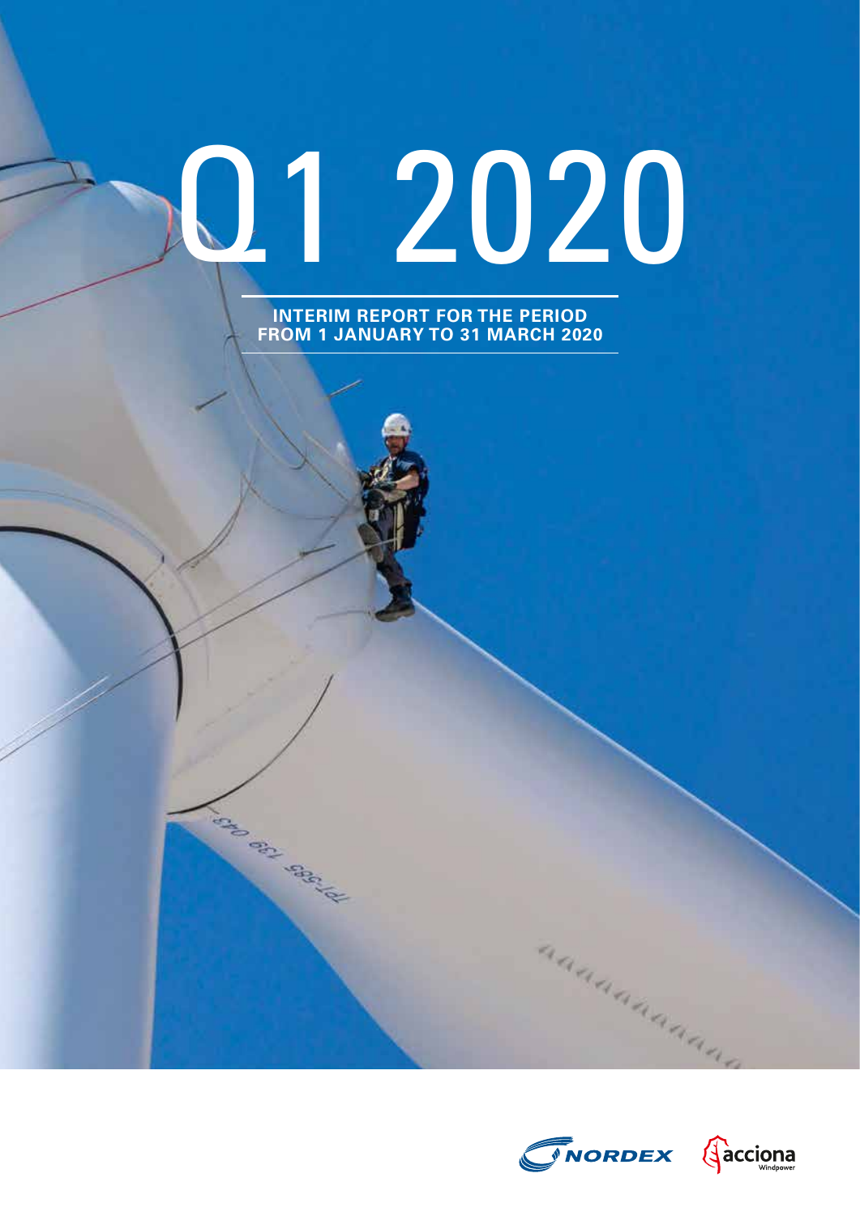# Q1 2020

**INTERIM REPORT FOR THE PERIOD FROM 1 JANUARY TO 31 MARCH 2020**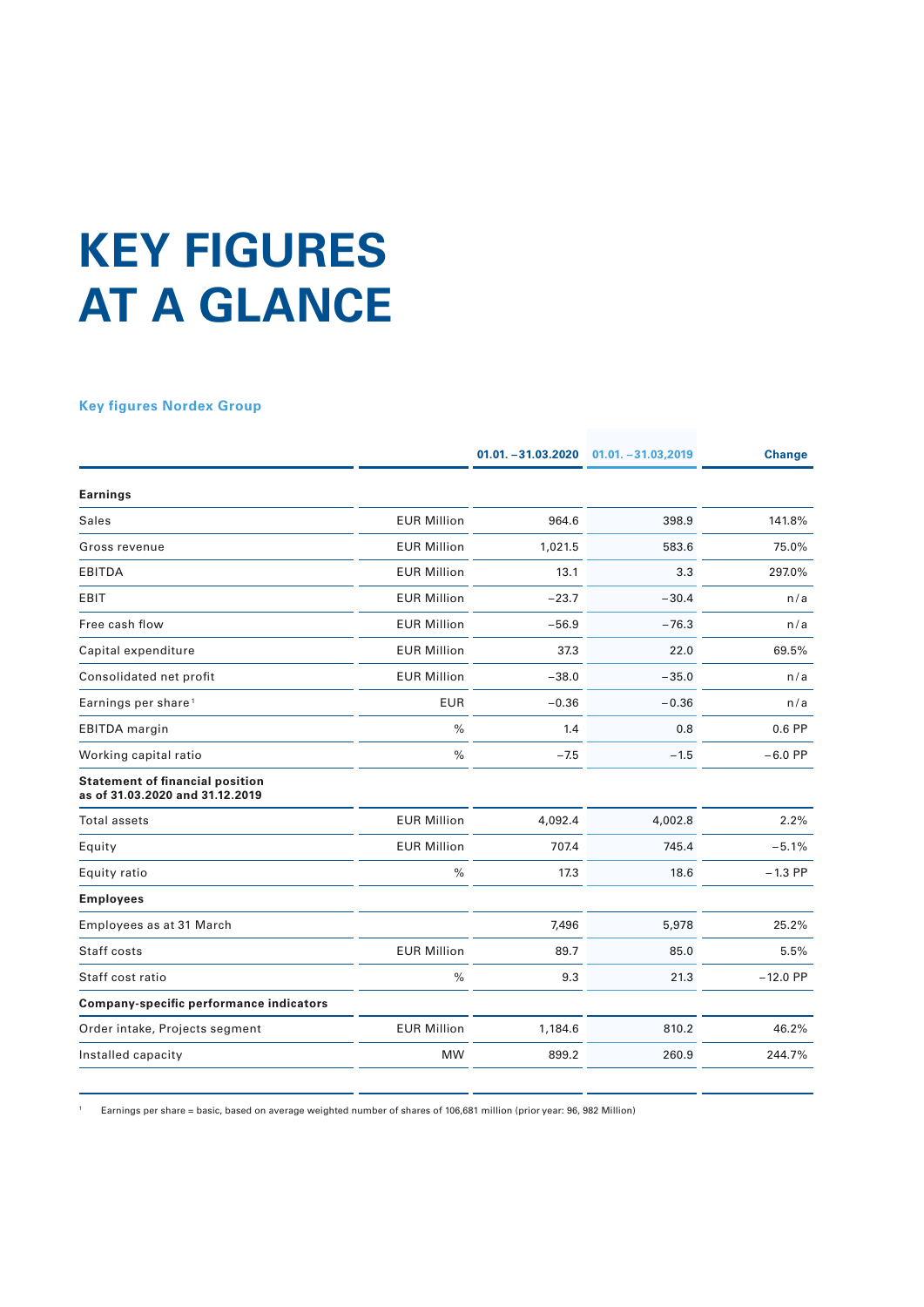# KEY FIGURES AT A GLANCE

### Key figures Nordex Group

| | | 01.01. – 31.03.2020 | 01.01. – 31.03,2019 | Change |
|---|---|---|---|---|
| **Earnings** | | | | |
| Sales | EUR Million | 964.6 | 398.9 | 141.8% |
| Gross revenue | EUR Million | 1,021.5 | 583.6 | 75.0% |
| EBITDA | EUR Million | 13.1 | 3.3 | 297.0% |
| EBIT | EUR Million | –23.7 | –30.4 | n/a |
| Free cash flow | EUR Million | –56.9 | –76.3 | n/a |
| Capital expenditure | EUR Million | 37.3 | 22.0 | 69.5% |
| Consolidated net profit | EUR Million | –38.0 | –35.0 | n/a |
| Earnings per share[1] | EUR | –0.36 | –0.36 | n/a |
| EBITDA margin | % | 1.4 | 0.8 | 0.6 PP |
| Working capital ratio | % | –7.5 | –1.5 | –6.0 PP |
| **Statement of financial position as of 31.03.2020 and 31.12.2019** | | | | |
| Total assets | EUR Million | 4,092.4 | 4,002.8 | 2.2% |
| Equity | EUR Million | 707.4 | 745.4 | –5.1% |
| Equity ratio | % | 17.3 | 18.6 | –1.3 PP |
| **Employees** | | | | |
| Employees as at 31 March | | 7,496 | 5,978 | 25.2% |
| Staff costs | EUR Million | 89.7 | 85.0 | 5.5% |
| Staff cost ratio | % | 9.3 | 21.3 | –12.0 PP |
| **Company-specific performance indicators** | | | | |
| Order intake, Projects segment | EUR Million | 1,184.6 | 810.2 | 46.2% |
| Installed capacity | MW | 899.2 | 260.9 | 244.7% |

[1] Earnings per share = basic, based on average weighted number of shares of 106,681 million (prior year: 96, 982 Million)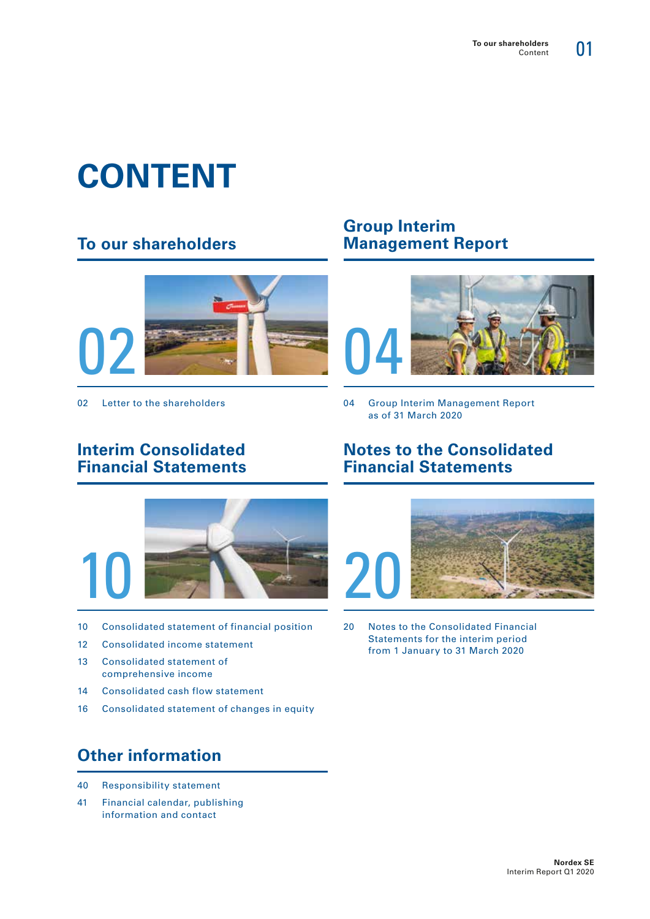# CONTENT

## To our shareholders

02

02 Letter to the shareholders

## Group Interim Management Report

04

04 Group Interim Management Report as of 31 March 2020

## Interim Consolidated Financial Statements

10

10 Consolidated statement of financial position

12 Consolidated income statement

13 Consolidated statement of comprehensive income

14 Consolidated cash flow statement

16 Consolidated statement of changes in equity

## Notes to the Consolidated Financial Statements

20

20 Notes to the Consolidated Financial Statements for the interim period from 1 January to 31 March 2020

## Other information

40 Responsibility statement

41 Financial calendar, publishing information and contact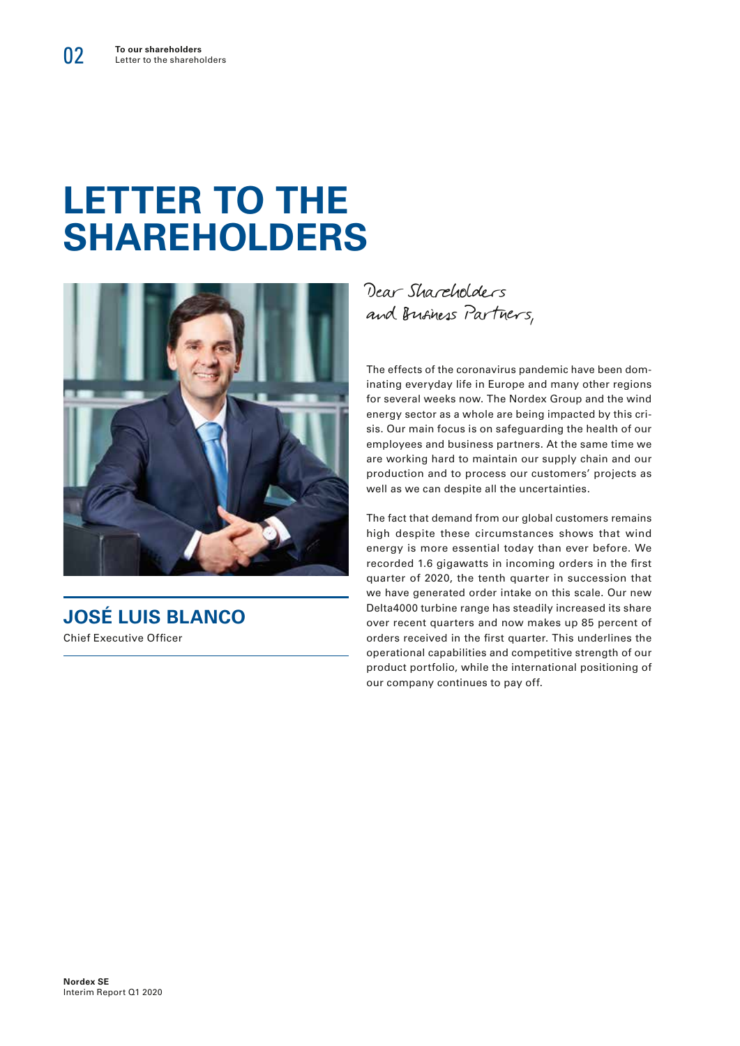# LETTER TO THE SHAREHOLDERS

**JOSÉ LUIS BLANCO**
Chief Executive Officer

*Dear Shareholders and Business Partners,*

The effects of the coronavirus pandemic have been dominating everyday life in Europe and many other regions for several weeks now. The Nordex Group and the wind energy sector as a whole are being impacted by this crisis. Our main focus is on safeguarding the health of our employees and business partners. At the same time we are working hard to maintain our supply chain and our production and to process our customers' projects as well as we can despite all the uncertainties.

The fact that demand from our global customers remains high despite these circumstances shows that wind energy is more essential today than ever before. We recorded 1.6 gigawatts in incoming orders in the first quarter of 2020, the tenth quarter in succession that we have generated order intake on this scale. Our new Delta4000 turbine range has steadily increased its share over recent quarters and now makes up 85 percent of orders received in the first quarter. This underlines the operational capabilities and competitive strength of our product portfolio, while the international positioning of our company continues to pay off.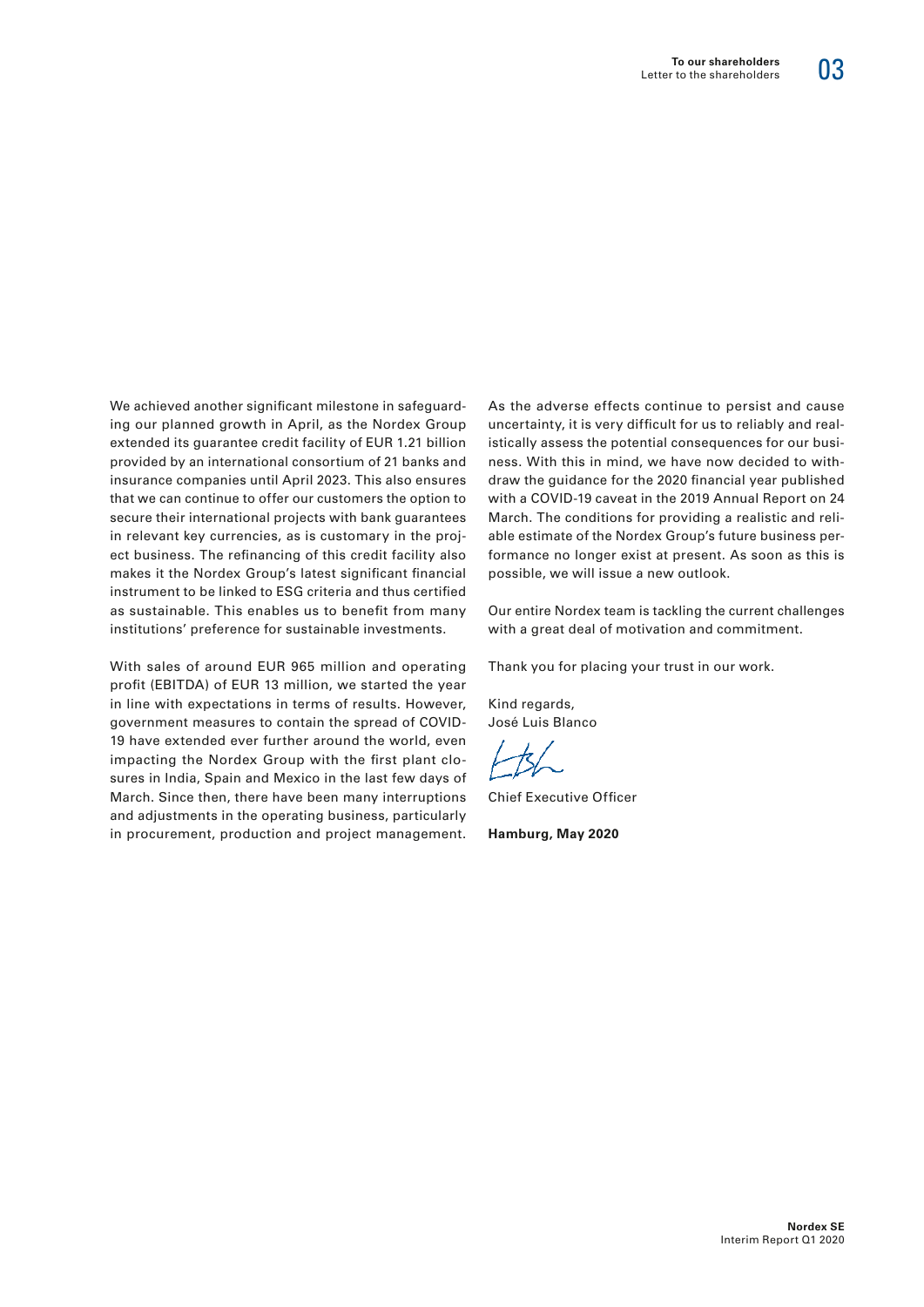We achieved another significant milestone in safeguarding our planned growth in April, as the Nordex Group extended its guarantee credit facility of EUR 1.21 billion provided by an international consortium of 21 banks and insurance companies until April 2023. This also ensures that we can continue to offer our customers the option to secure their international projects with bank guarantees in relevant key currencies, as is customary in the project business. The refinancing of this credit facility also makes it the Nordex Group's latest significant financial instrument to be linked to ESG criteria and thus certified as sustainable. This enables us to benefit from many institutions' preference for sustainable investments.

With sales of around EUR 965 million and operating profit (EBITDA) of EUR 13 million, we started the year in line with expectations in terms of results. However, government measures to contain the spread of COVID-19 have extended ever further around the world, even impacting the Nordex Group with the first plant closures in India, Spain and Mexico in the last few days of March. Since then, there have been many interruptions and adjustments in the operating business, particularly in procurement, production and project management.

As the adverse effects continue to persist and cause uncertainty, it is very difficult for us to reliably and realistically assess the potential consequences for our business. With this in mind, we have now decided to withdraw the guidance for the 2020 financial year published with a COVID-19 caveat in the 2019 Annual Report on 24 March. The conditions for providing a realistic and reliable estimate of the Nordex Group's future business performance no longer exist at present. As soon as this is possible, we will issue a new outlook.

Our entire Nordex team is tackling the current challenges with a great deal of motivation and commitment.

Thank you for placing your trust in our work.

Kind regards,
José Luis Blanco

Chief Executive Officer

**Hamburg, May 2020**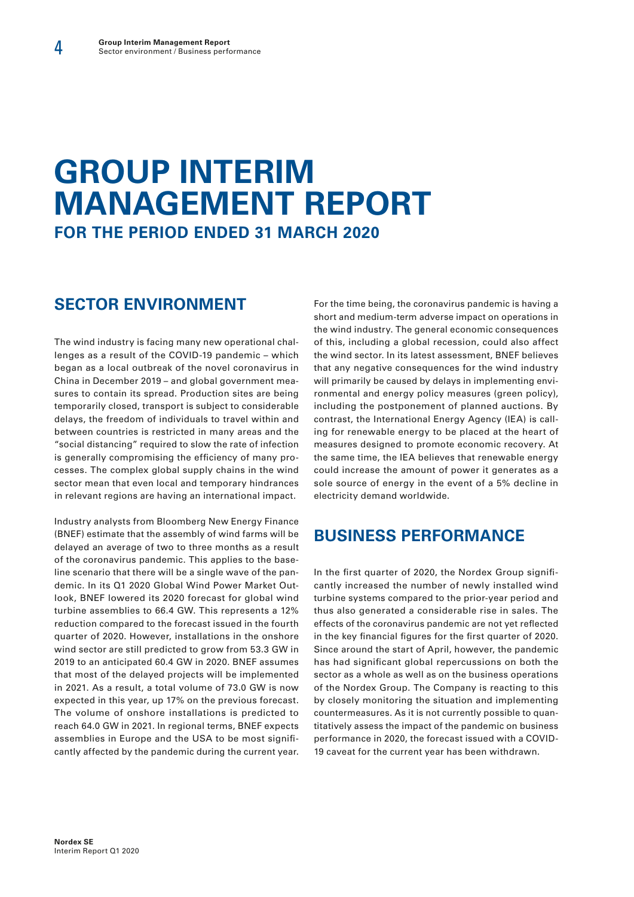# GROUP INTERIM MANAGEMENT REPORT

**FOR THE PERIOD ENDED 31 MARCH 2020**

## SECTOR ENVIRONMENT

The wind industry is facing many new operational challenges as a result of the COVID-19 pandemic – which began as a local outbreak of the novel coronavirus in China in December 2019 – and global government measures to contain its spread. Production sites are being temporarily closed, transport is subject to considerable delays, the freedom of individuals to travel within and between countries is restricted in many areas and the "social distancing" required to slow the rate of infection is generally compromising the efficiency of many processes. The complex global supply chains in the wind sector mean that even local and temporary hindrances in relevant regions are having an international impact.

Industry analysts from Bloomberg New Energy Finance (BNEF) estimate that the assembly of wind farms will be delayed an average of two to three months as a result of the coronavirus pandemic. This applies to the baseline scenario that there will be a single wave of the pandemic. In its Q1 2020 Global Wind Power Market Outlook, BNEF lowered its 2020 forecast for global wind turbine assemblies to 66.4 GW. This represents a 12% reduction compared to the forecast issued in the fourth quarter of 2020. However, installations in the onshore wind sector are still predicted to grow from 53.3 GW in 2019 to an anticipated 60.4 GW in 2020. BNEF assumes that most of the delayed projects will be implemented in 2021. As a result, a total volume of 73.0 GW is now expected in this year, up 17% on the previous forecast. The volume of onshore installations is predicted to reach 64.0 GW in 2021. In regional terms, BNEF expects assemblies in Europe and the USA to be most significantly affected by the pandemic during the current year.

For the time being, the coronavirus pandemic is having a short and medium-term adverse impact on operations in the wind industry. The general economic consequences of this, including a global recession, could also affect the wind sector. In its latest assessment, BNEF believes that any negative consequences for the wind industry will primarily be caused by delays in implementing environmental and energy policy measures (green policy), including the postponement of planned auctions. By contrast, the International Energy Agency (IEA) is calling for renewable energy to be placed at the heart of measures designed to promote economic recovery. At the same time, the IEA believes that renewable energy could increase the amount of power it generates as a sole source of energy in the event of a 5% decline in electricity demand worldwide.

## BUSINESS PERFORMANCE

In the first quarter of 2020, the Nordex Group significantly increased the number of newly installed wind turbine systems compared to the prior-year period and thus also generated a considerable rise in sales. The effects of the coronavirus pandemic are not yet reflected in the key financial figures for the first quarter of 2020. Since around the start of April, however, the pandemic has had significant global repercussions on both the sector as a whole as well as on the business operations of the Nordex Group. The Company is reacting to this by closely monitoring the situation and implementing countermeasures. As it is not currently possible to quantitatively assess the impact of the pandemic on business performance in 2020, the forecast issued with a COVID-19 caveat for the current year has been withdrawn.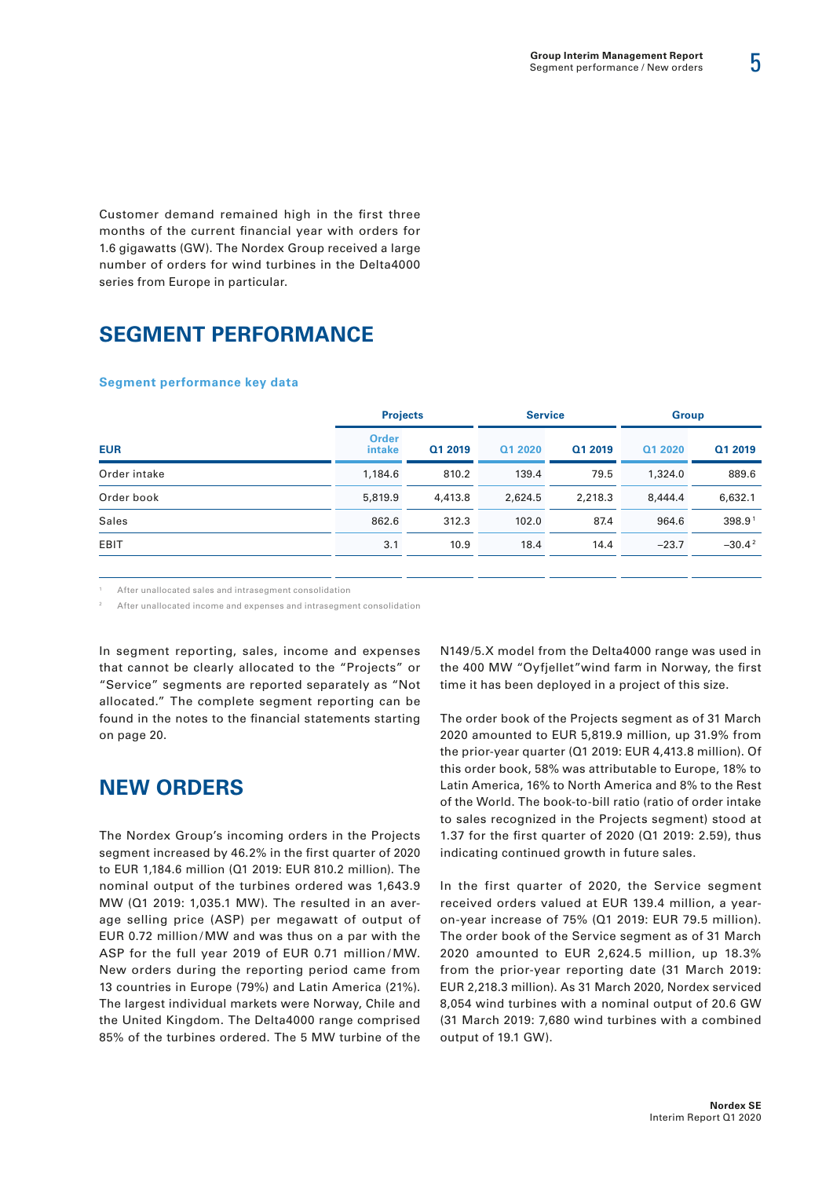Customer demand remained high in the first three months of the current financial year with orders for 1.6 gigawatts (GW). The Nordex Group received a large number of orders for wind turbines in the Delta4000 series from Europe in particular.

## SEGMENT PERFORMANCE

### Segment performance key data

| | Projects | | Service | | Group | |
|---|---|---|---|---|---|---|
| EUR | Order intake | Q1 2019 | Q1 2020 | Q1 2019 | Q1 2020 | Q1 2019 |
| Order intake | 1,184.6 | 810.2 | 139.4 | 79.5 | 1,324.0 | 889.6 |
| Order book | 5,819.9 | 4,413.8 | 2,624.5 | 2,218.3 | 8,444.4 | 6,632.1 |
| Sales | 862.6 | 312.3 | 102.0 | 87.4 | 964.6 | 398.9 [1] |
| EBIT | 3.1 | 10.9 | 18.4 | 14.4 | –23.7 | –30.4 [2] |

[1] After unallocated sales and intrasegment consolidation

[2] After unallocated income and expenses and intrasegment consolidation

In segment reporting, sales, income and expenses that cannot be clearly allocated to the "Projects" or "Service" segments are reported separately as "Not allocated." The complete segment reporting can be found in the notes to the financial statements starting on page 20.

## NEW ORDERS

The Nordex Group's incoming orders in the Projects segment increased by 46.2% in the first quarter of 2020 to EUR 1,184.6 million (Q1 2019: EUR 810.2 million). The nominal output of the turbines ordered was 1,643.9 MW (Q1 2019: 1,035.1 MW). The resulted in an average selling price (ASP) per megawatt of output of EUR 0.72 million/MW and was thus on a par with the ASP for the full year 2019 of EUR 0.71 million/MW. New orders during the reporting period came from 13 countries in Europe (79%) and Latin America (21%). The largest individual markets were Norway, Chile and the United Kingdom. The Delta4000 range comprised 85% of the turbines ordered. The 5 MW turbine of the N149/5.X model from the Delta4000 range was used in the 400 MW "Oyfjellet"wind farm in Norway, the first time it has been deployed in a project of this size.

The order book of the Projects segment as of 31 March 2020 amounted to EUR 5,819.9 million, up 31.9% from the prior-year quarter (Q1 2019: EUR 4,413.8 million). Of this order book, 58% was attributable to Europe, 18% to Latin America, 16% to North America and 8% to the Rest of the World. The book-to-bill ratio (ratio of order intake to sales recognized in the Projects segment) stood at 1.37 for the first quarter of 2020 (Q1 2019: 2.59), thus indicating continued growth in future sales.

In the first quarter of 2020, the Service segment received orders valued at EUR 139.4 million, a year-on-year increase of 75% (Q1 2019: EUR 79.5 million). The order book of the Service segment as of 31 March 2020 amounted to EUR 2,624.5 million, up 18.3% from the prior-year reporting date (31 March 2019: EUR 2,218.3 million). As 31 March 2020, Nordex serviced 8,054 wind turbines with a nominal output of 20.6 GW (31 March 2019: 7,680 wind turbines with a combined output of 19.1 GW).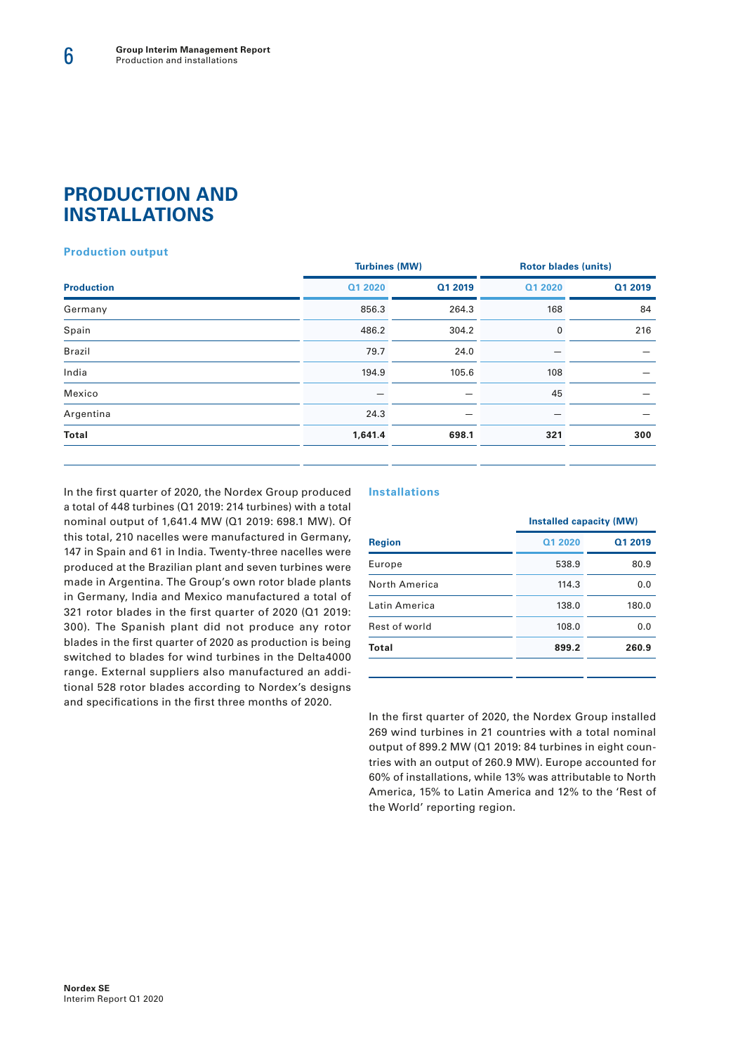# PRODUCTION AND INSTALLATIONS

### Production output

| Production | Turbines (MW) | | Rotor blades (units) | |
|---|---|---|---|---|
| | Q1 2020 | Q1 2019 | Q1 2020 | Q1 2019 |
| Germany | 856.3 | 264.3 | 168 | 84 |
| Spain | 486.2 | 304.2 | 0 | 216 |
| Brazil | 79.7 | 24.0 | – | – |
| India | 194.9 | 105.6 | 108 | – |
| Mexico | – | – | 45 | – |
| Argentina | 24.3 | – | – | – |
| **Total** | **1,641.4** | **698.1** | **321** | **300** |

In the first quarter of 2020, the Nordex Group produced a total of 448 turbines (Q1 2019: 214 turbines) with a total nominal output of 1,641.4 MW (Q1 2019: 698.1 MW). Of this total, 210 nacelles were manufactured in Germany, 147 in Spain and 61 in India. Twenty-three nacelles were produced at the Brazilian plant and seven turbines were made in Argentina. The Group's own rotor blade plants in Germany, India and Mexico manufactured a total of 321 rotor blades in the first quarter of 2020 (Q1 2019: 300). The Spanish plant did not produce any rotor blades in the first quarter of 2020 as production is being switched to blades for wind turbines in the Delta4000 range. External suppliers also manufactured an additional 528 rotor blades according to Nordex's designs and specifications in the first three months of 2020.

### Installations

| Region | Installed capacity (MW) | |
|---|---|---|
| | Q1 2020 | Q1 2019 |
| Europe | 538.9 | 80.9 |
| North America | 114.3 | 0.0 |
| Latin America | 138.0 | 180.0 |
| Rest of world | 108.0 | 0.0 |
| **Total** | **899.2** | **260.9** |

In the first quarter of 2020, the Nordex Group installed 269 wind turbines in 21 countries with a total nominal output of 899.2 MW (Q1 2019: 84 turbines in eight countries with an output of 260.9 MW). Europe accounted for 60% of installations, while 13% was attributable to North America, 15% to Latin America and 12% to the 'Rest of the World' reporting region.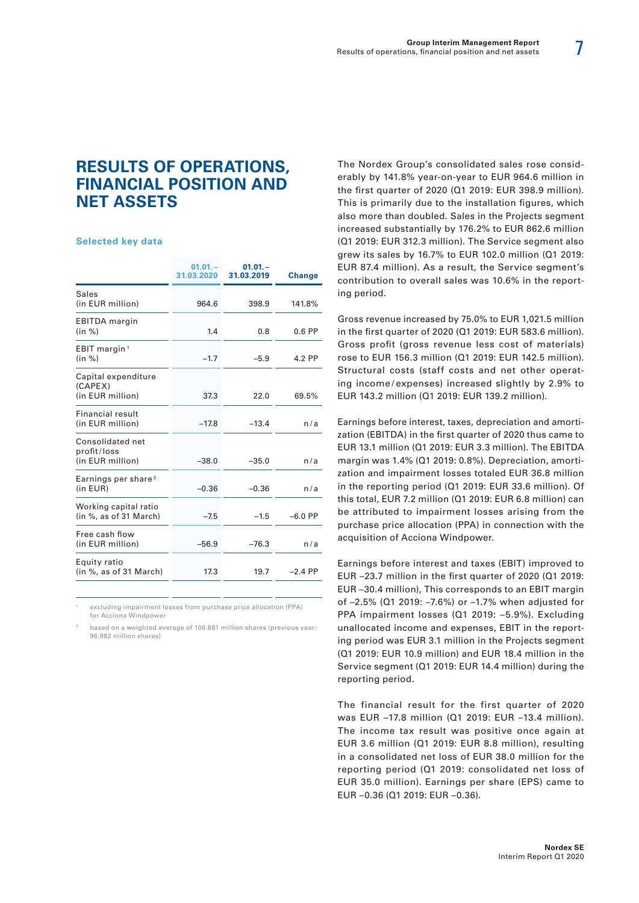# RESULTS OF OPERATIONS, FINANCIAL POSITION AND NET ASSETS

### Selected key data

| | 01.01.–31.03.2020 | 01.01.–31.03.2019 | Change |
|---|---|---|---|
| Sales (in EUR million) | 964.6 | 398.9 | 141.8% |
| EBITDA margin (in %) | 1.4 | 0.8 | 0.6 PP |
| EBIT margin[1] (in %) | –1.7 | –5.9 | 4.2 PP |
| Capital expenditure (CAPEX) (in EUR million) | 37.3 | 22.0 | 69.5% |
| Financial result (in EUR million) | –17.8 | –13.4 | n/a |
| Consolidated net profit/loss (in EUR million) | –38.0 | –35.0 | n/a |
| Earnings per share[2] (in EUR) | –0.36 | –0.36 | n/a |
| Working capital ratio (in %, as of 31 March) | –7.5 | –1.5 | –6.0 PP |
| Free cash flow (in EUR million) | –56.9 | –76.3 | n/a |
| Equity ratio (in %, as of 31 March) | 17.3 | 19.7 | –2.4 PP |

[1] excluding impairment losses from purchase price allocation (PPA) for Acciona Windpower

[2] based on a weighted average of 106.681 million shares (previous year: 96.982 million shares)

The Nordex Group's consolidated sales rose considerably by 141.8% year-on-year to EUR 964.6 million in the first quarter of 2020 (Q1 2019: EUR 398.9 million). This is primarily due to the installation figures, which also more than doubled. Sales in the Projects segment increased substantially by 176.2% to EUR 862.6 million (Q1 2019: EUR 312.3 million). The Service segment also grew its sales by 16.7% to EUR 102.0 million (Q1 2019: EUR 87.4 million). As a result, the Service segment's contribution to overall sales was 10.6% in the reporting period.

Gross revenue increased by 75.0% to EUR 1,021.5 million in the first quarter of 2020 (Q1 2019: EUR 583.6 million). Gross profit (gross revenue less cost of materials) rose to EUR 156.3 million (Q1 2019: EUR 142.5 million). Structural costs (staff costs and net other operating income/expenses) increased slightly by 2.9% to EUR 143.2 million (Q1 2019: EUR 139.2 million).

Earnings before interest, taxes, depreciation and amortization (EBITDA) in the first quarter of 2020 thus came to EUR 13.1 million (Q1 2019: EUR 3.3 million). The EBITDA margin was 1.4% (Q1 2019: 0.8%). Depreciation, amortization and impairment losses totaled EUR 36.8 million in the reporting period (Q1 2019: EUR 33.6 million). Of this total, EUR 7.2 million (Q1 2019: EUR 6.8 million) can be attributed to impairment losses arising from the purchase price allocation (PPA) in connection with the acquisition of Acciona Windpower.

Earnings before interest and taxes (EBIT) improved to EUR –23.7 million in the first quarter of 2020 (Q1 2019: EUR –30.4 million), This corresponds to an EBIT margin of –2.5% (Q1 2019: –7.6%) or –1.7% when adjusted for PPA impairment losses (Q1 2019: –5.9%). Excluding unallocated income and expenses, EBIT in the reporting period was EUR 3.1 million in the Projects segment (Q1 2019: EUR 10.9 million) and EUR 18.4 million in the Service segment (Q1 2019: EUR 14.4 million) during the reporting period.

The financial result for the first quarter of 2020 was EUR –17.8 million (Q1 2019: EUR –13.4 million). The income tax result was positive once again at EUR 3.6 million (Q1 2019: EUR 8.8 million), resulting in a consolidated net loss of EUR 38.0 million for the reporting period (Q1 2019: consolidated net loss of EUR 35.0 million). Earnings per share (EPS) came to EUR –0.36 (Q1 2019: EUR –0.36).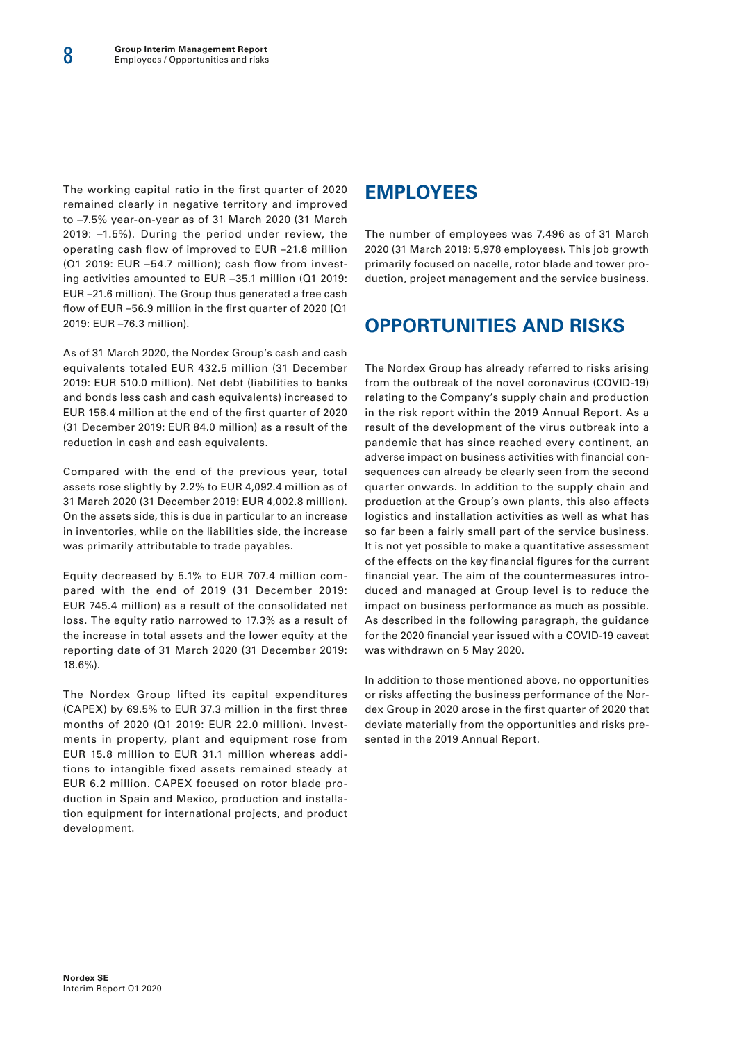The working capital ratio in the first quarter of 2020 remained clearly in negative territory and improved to –7.5% year-on-year as of 31 March 2020 (31 March 2019: –1.5%). During the period under review, the operating cash flow of improved to EUR –21.8 million (Q1 2019: EUR –54.7 million); cash flow from investing activities amounted to EUR –35.1 million (Q1 2019: EUR –21.6 million). The Group thus generated a free cash flow of EUR –56.9 million in the first quarter of 2020 (Q1 2019: EUR –76.3 million).

As of 31 March 2020, the Nordex Group's cash and cash equivalents totaled EUR 432.5 million (31 December 2019: EUR 510.0 million). Net debt (liabilities to banks and bonds less cash and cash equivalents) increased to EUR 156.4 million at the end of the first quarter of 2020 (31 December 2019: EUR 84.0 million) as a result of the reduction in cash and cash equivalents.

Compared with the end of the previous year, total assets rose slightly by 2.2% to EUR 4,092.4 million as of 31 March 2020 (31 December 2019: EUR 4,002.8 million). On the assets side, this is due in particular to an increase in inventories, while on the liabilities side, the increase was primarily attributable to trade payables.

Equity decreased by 5.1% to EUR 707.4 million compared with the end of 2019 (31 December 2019: EUR 745.4 million) as a result of the consolidated net loss. The equity ratio narrowed to 17.3% as a result of the increase in total assets and the lower equity at the reporting date of 31 March 2020 (31 December 2019: 18.6%).

The Nordex Group lifted its capital expenditures (CAPEX) by 69.5% to EUR 37.3 million in the first three months of 2020 (Q1 2019: EUR 22.0 million). Investments in property, plant and equipment rose from EUR 15.8 million to EUR 31.1 million whereas additions to intangible fixed assets remained steady at EUR 6.2 million. CAPEX focused on rotor blade production in Spain and Mexico, production and installation equipment for international projects, and product development.

## EMPLOYEES

The number of employees was 7,496 as of 31 March 2020 (31 March 2019: 5,978 employees). This job growth primarily focused on nacelle, rotor blade and tower production, project management and the service business.

## OPPORTUNITIES AND RISKS

The Nordex Group has already referred to risks arising from the outbreak of the novel coronavirus (COVID-19) relating to the Company's supply chain and production in the risk report within the 2019 Annual Report. As a result of the development of the virus outbreak into a pandemic that has since reached every continent, an adverse impact on business activities with financial consequences can already be clearly seen from the second quarter onwards. In addition to the supply chain and production at the Group's own plants, this also affects logistics and installation activities as well as what has so far been a fairly small part of the service business. It is not yet possible to make a quantitative assessment of the effects on the key financial figures for the current financial year. The aim of the countermeasures introduced and managed at Group level is to reduce the impact on business performance as much as possible. As described in the following paragraph, the guidance for the 2020 financial year issued with a COVID-19 caveat was withdrawn on 5 May 2020.

In addition to those mentioned above, no opportunities or risks affecting the business performance of the Nordex Group in 2020 arose in the first quarter of 2020 that deviate materially from the opportunities and risks presented in the 2019 Annual Report.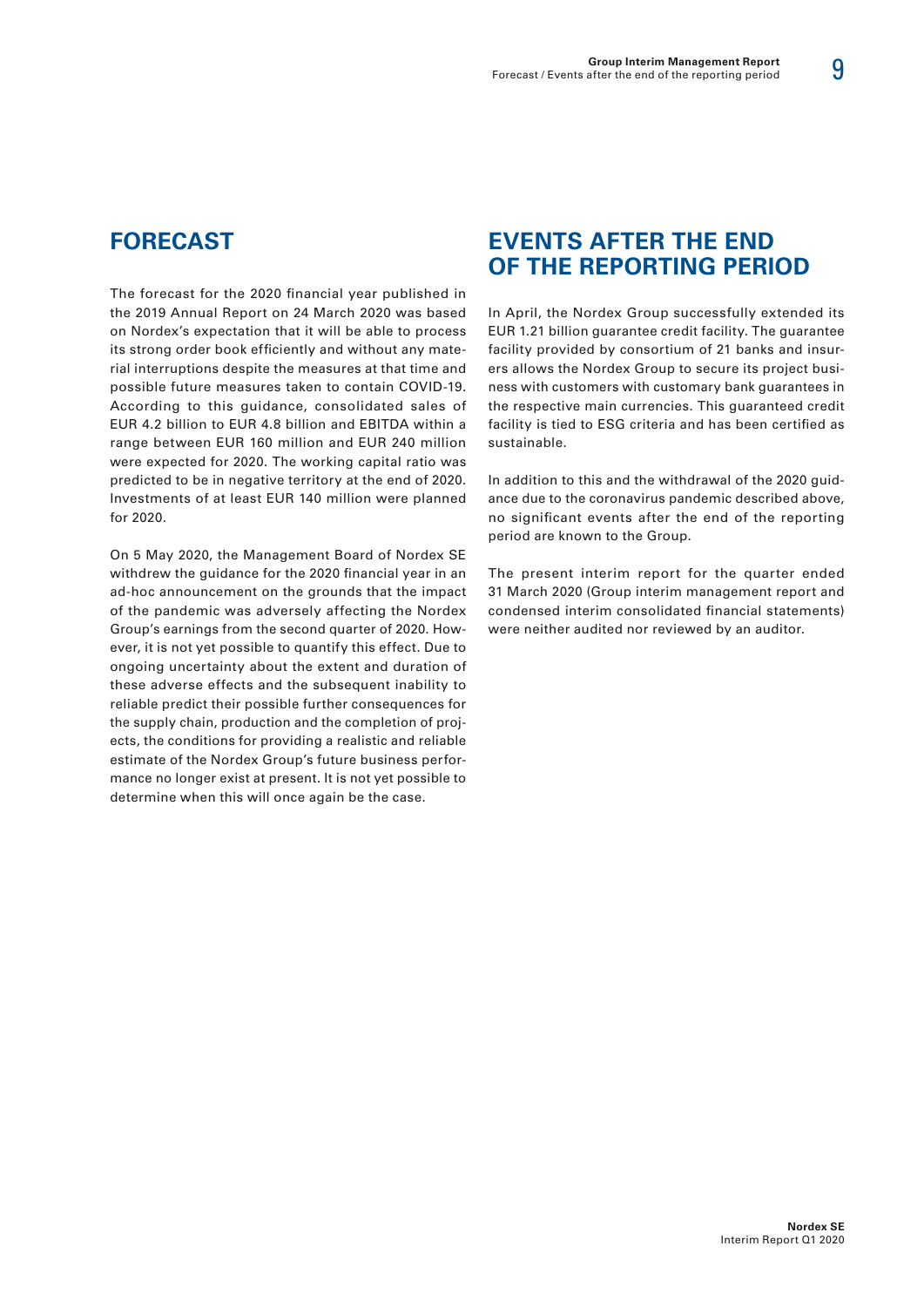## FORECAST

The forecast for the 2020 financial year published in the 2019 Annual Report on 24 March 2020 was based on Nordex's expectation that it will be able to process its strong order book efficiently and without any material interruptions despite the measures at that time and possible future measures taken to contain COVID-19. According to this guidance, consolidated sales of EUR 4.2 billion to EUR 4.8 billion and EBITDA within a range between EUR 160 million and EUR 240 million were expected for 2020. The working capital ratio was predicted to be in negative territory at the end of 2020. Investments of at least EUR 140 million were planned for 2020.

On 5 May 2020, the Management Board of Nordex SE withdrew the guidance for the 2020 financial year in an ad-hoc announcement on the grounds that the impact of the pandemic was adversely affecting the Nordex Group's earnings from the second quarter of 2020. However, it is not yet possible to quantify this effect. Due to ongoing uncertainty about the extent and duration of these adverse effects and the subsequent inability to reliable predict their possible further consequences for the supply chain, production and the completion of projects, the conditions for providing a realistic and reliable estimate of the Nordex Group's future business performance no longer exist at present. It is not yet possible to determine when this will once again be the case.

## EVENTS AFTER THE END OF THE REPORTING PERIOD

In April, the Nordex Group successfully extended its EUR 1.21 billion guarantee credit facility. The guarantee facility provided by consortium of 21 banks and insurers allows the Nordex Group to secure its project business with customers with customary bank guarantees in the respective main currencies. This guaranteed credit facility is tied to ESG criteria and has been certified as sustainable.

In addition to this and the withdrawal of the 2020 guidance due to the coronavirus pandemic described above, no significant events after the end of the reporting period are known to the Group.

The present interim report for the quarter ended 31 March 2020 (Group interim management report and condensed interim consolidated financial statements) were neither audited nor reviewed by an auditor.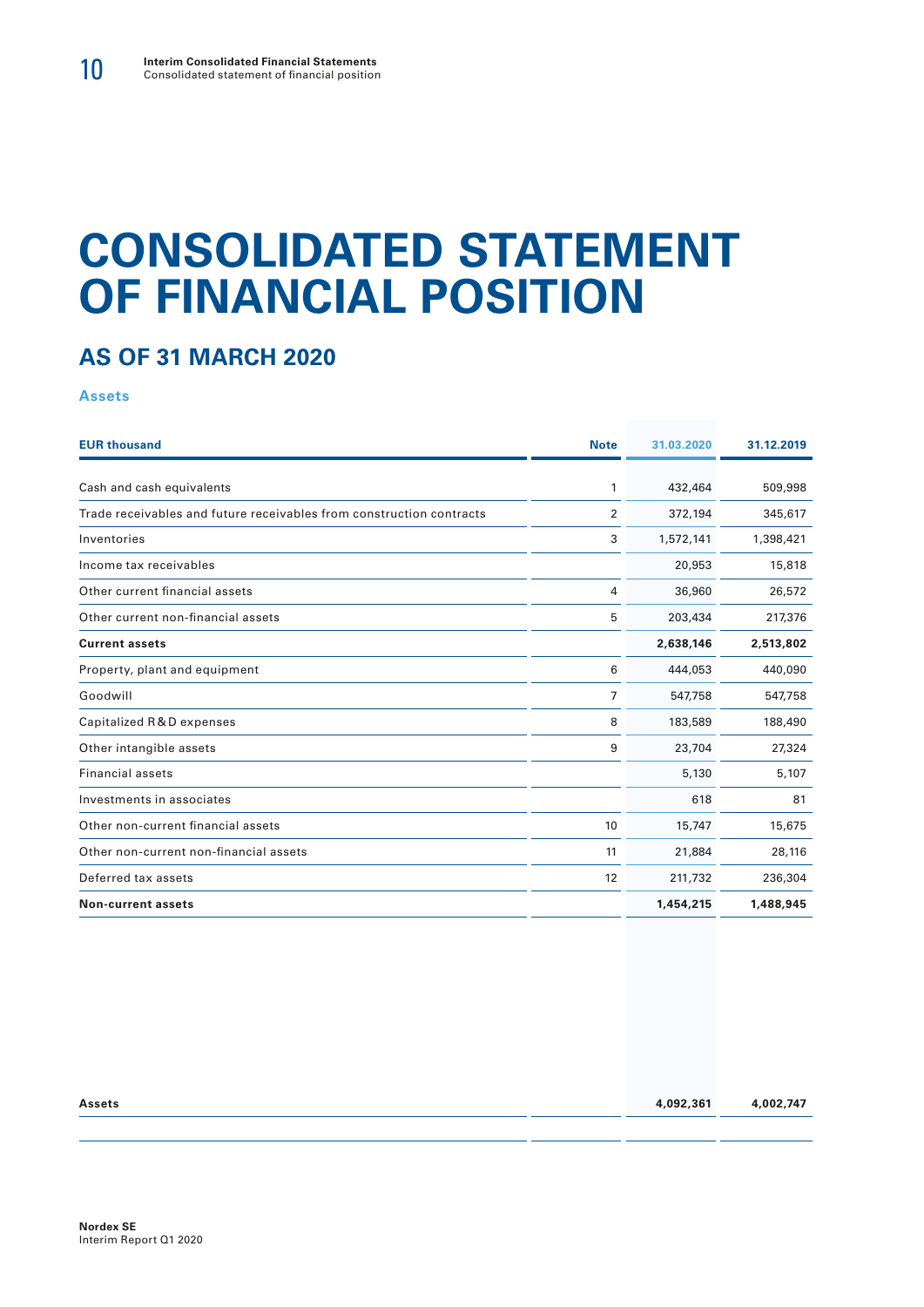# CONSOLIDATED STATEMENT OF FINANCIAL POSITION

## AS OF 31 MARCH 2020

### Assets

| EUR thousand | Note | 31.03.2020 | 31.12.2019 |
|---|---|---|---|
| Cash and cash equivalents | 1 | 432,464 | 509,998 |
| Trade receivables and future receivables from construction contracts | 2 | 372,194 | 345,617 |
| Inventories | 3 | 1,572,141 | 1,398,421 |
| Income tax receivables | | 20,953 | 15,818 |
| Other current financial assets | 4 | 36,960 | 26,572 |
| Other current non-financial assets | 5 | 203,434 | 217,376 |
| **Current assets** | | **2,638,146** | **2,513,802** |
| Property, plant and equipment | 6 | 444,053 | 440,090 |
| Goodwill | 7 | 547,758 | 547,758 |
| Capitalized R&D expenses | 8 | 183,589 | 188,490 |
| Other intangible assets | 9 | 23,704 | 27,324 |
| Financial assets | | 5,130 | 5,107 |
| Investments in associates | | 618 | 81 |
| Other non-current financial assets | 10 | 15,747 | 15,675 |
| Other non-current non-financial assets | 11 | 21,884 | 28,116 |
| Deferred tax assets | 12 | 211,732 | 236,304 |
| **Non-current assets** | | **1,454,215** | **1,488,945** |
| **Assets** | | **4,092,361** | **4,002,747** |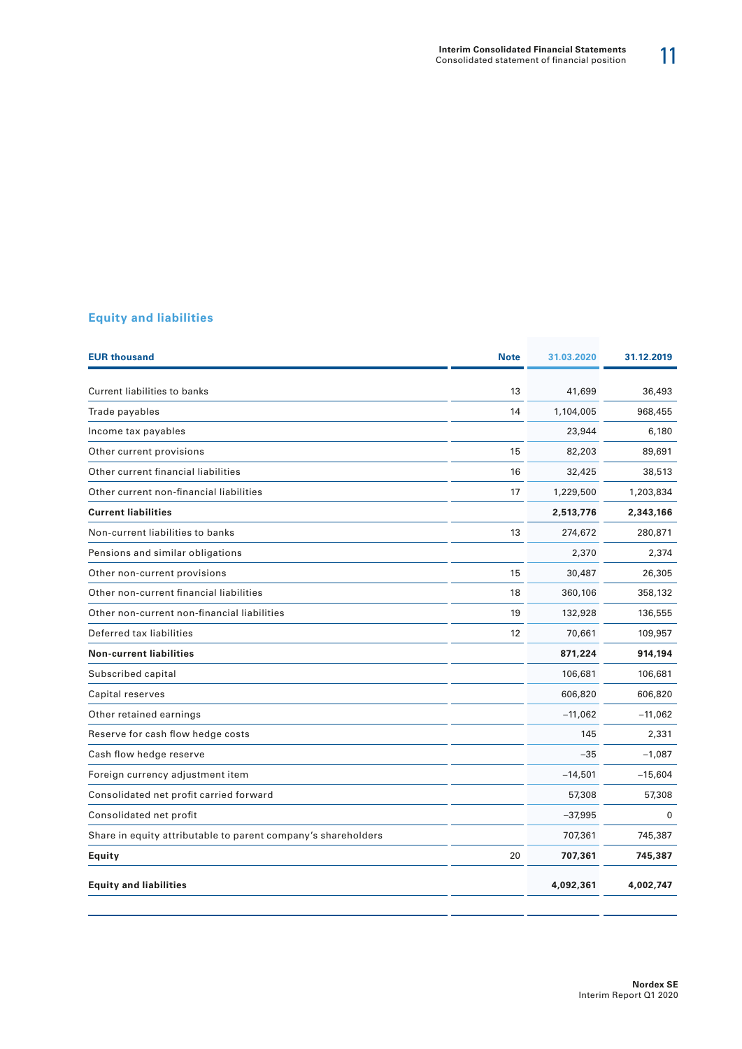## Equity and liabilities

| EUR thousand | Note | 31.03.2020 | 31.12.2019 |
|---|---|---|---|
| Current liabilities to banks | 13 | 41,699 | 36,493 |
| Trade payables | 14 | 1,104,005 | 968,455 |
| Income tax payables | | 23,944 | 6,180 |
| Other current provisions | 15 | 82,203 | 89,691 |
| Other current financial liabilities | 16 | 32,425 | 38,513 |
| Other current non-financial liabilities | 17 | 1,229,500 | 1,203,834 |
| **Current liabilities** | | **2,513,776** | **2,343,166** |
| Non-current liabilities to banks | 13 | 274,672 | 280,871 |
| Pensions and similar obligations | | 2,370 | 2,374 |
| Other non-current provisions | 15 | 30,487 | 26,305 |
| Other non-current financial liabilities | 18 | 360,106 | 358,132 |
| Other non-current non-financial liabilities | 19 | 132,928 | 136,555 |
| Deferred tax liabilities | 12 | 70,661 | 109,957 |
| **Non-current liabilities** | | **871,224** | **914,194** |
| Subscribed capital | | 106,681 | 106,681 |
| Capital reserves | | 606,820 | 606,820 |
| Other retained earnings | | −11,062 | −11,062 |
| Reserve for cash flow hedge costs | | 145 | 2,331 |
| Cash flow hedge reserve | | −35 | −1,087 |
| Foreign currency adjustment item | | −14,501 | −15,604 |
| Consolidated net profit carried forward | | 57,308 | 57,308 |
| Consolidated net profit | | −37,995 | 0 |
| Share in equity attributable to parent company's shareholders | | 707,361 | 745,387 |
| **Equity** | 20 | **707,361** | **745,387** |
| **Equity and liabilities** | | **4,092,361** | **4,002,747** |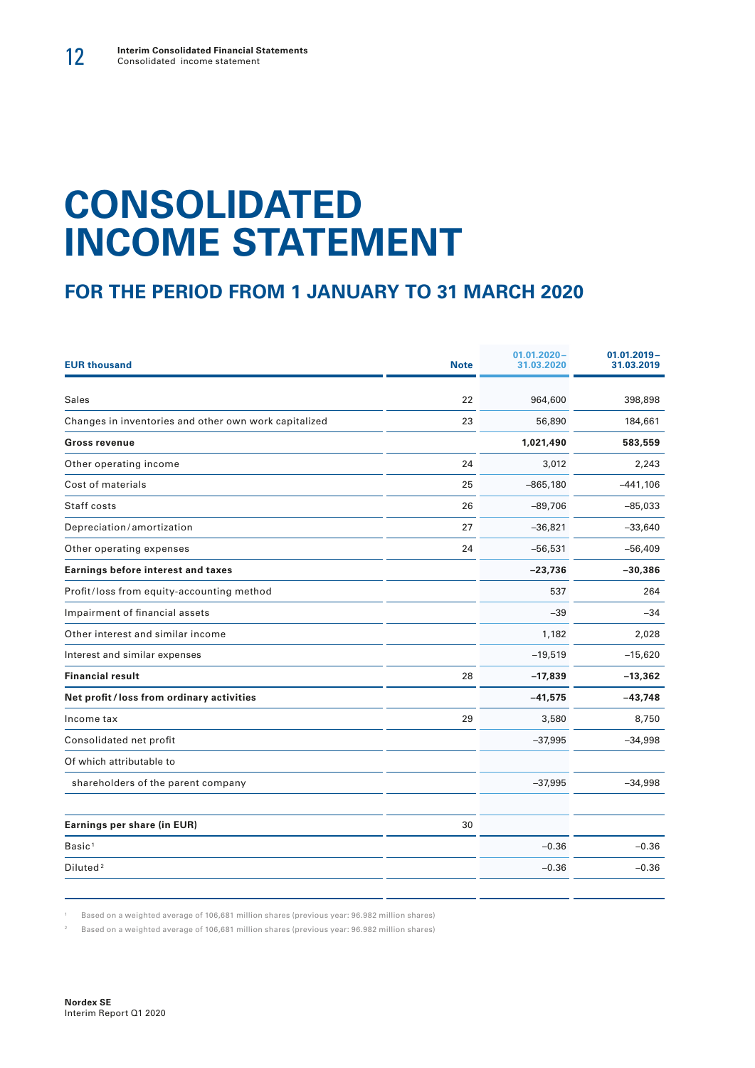# CONSOLIDATED INCOME STATEMENT

## FOR THE PERIOD FROM 1 JANUARY TO 31 MARCH 2020

| EUR thousand | Note | 01.01.2020–31.03.2020 | 01.01.2019–31.03.2019 |
|---|---|---|---|
| Sales | 22 | 964,600 | 398,898 |
| Changes in inventories and other own work capitalized | 23 | 56,890 | 184,661 |
| **Gross revenue** | | **1,021,490** | **583,559** |
| Other operating income | 24 | 3,012 | 2,243 |
| Cost of materials | 25 | –865,180 | –441,106 |
| Staff costs | 26 | –89,706 | –85,033 |
| Depreciation / amortization | 27 | –36,821 | –33,640 |
| Other operating expenses | 24 | –56,531 | –56,409 |
| **Earnings before interest and taxes** | | **–23,736** | **–30,386** |
| Profit / loss from equity-accounting method | | 537 | 264 |
| Impairment of financial assets | | –39 | –34 |
| Other interest and similar income | | 1,182 | 2,028 |
| Interest and similar expenses | | –19,519 | –15,620 |
| **Financial result** | 28 | **–17,839** | **–13,362** |
| **Net profit / loss from ordinary activities** | | **–41,575** | **–43,748** |
| Income tax | 29 | 3,580 | 8,750 |
| Consolidated net profit | | –37,995 | –34,998 |
| Of which attributable to | | | |
| shareholders of the parent company | | –37,995 | –34,998 |
| | | | |
| **Earnings per share (in EUR)** | 30 | | |
| Basic[1] | | –0.36 | –0.36 |
| Diluted[2] | | –0.36 | –0.36 |

[1] Based on a weighted average of 106,681 million shares (previous year: 96.982 million shares)

[2] Based on a weighted average of 106,681 million shares (previous year: 96.982 million shares)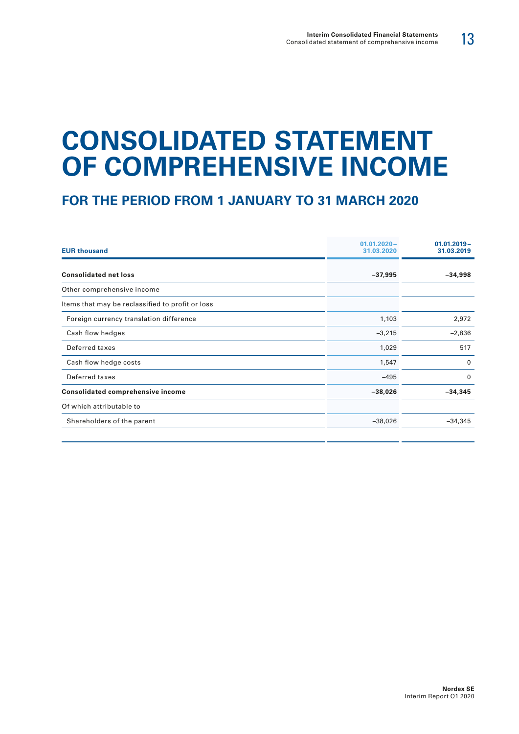# CONSOLIDATED STATEMENT OF COMPREHENSIVE INCOME

## FOR THE PERIOD FROM 1 JANUARY TO 31 MARCH 2020

| EUR thousand | 01.01.2020 – 31.03.2020 | 01.01.2019 – 31.03.2019 |
|---|---|---|
| **Consolidated net loss** | **–37,995** | **–34,998** |
| Other comprehensive income | | |
| Items that may be reclassified to profit or loss | | |
| Foreign currency translation difference | 1,103 | 2,972 |
| Cash flow hedges | –3,215 | –2,836 |
| Deferred taxes | 1,029 | 517 |
| Cash flow hedge costs | 1,547 | 0 |
| Deferred taxes | –495 | 0 |
| **Consolidated comprehensive income** | **–38,026** | **–34,345** |
| Of which attributable to | | |
| Shareholders of the parent | –38,026 | –34,345 |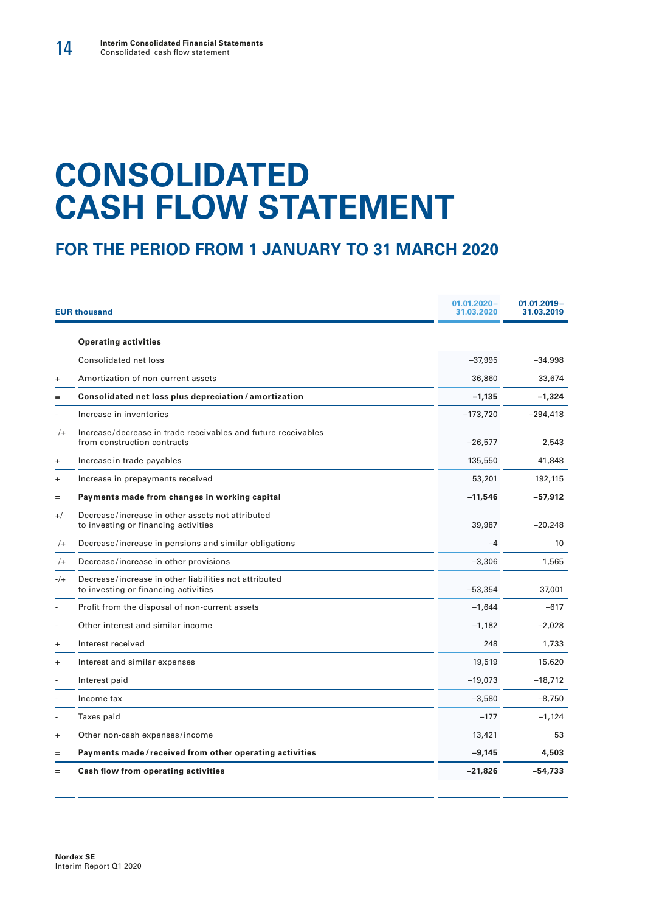# CONSOLIDATED CASH FLOW STATEMENT

## FOR THE PERIOD FROM 1 JANUARY TO 31 MARCH 2020

| | EUR thousand | 01.01.2020 – 31.03.2020 | 01.01.2019 – 31.03.2019 |
|---|---|---|---|
| | **Operating activities** | | |
| | Consolidated net loss | –37,995 | –34,998 |
| + | Amortization of non-current assets | 36,860 | 33,674 |
| = | **Consolidated net loss plus depreciation / amortization** | **–1,135** | **–1,324** |
| - | Increase in inventories | –173,720 | –294,418 |
| -/+ | Increase / decrease in trade receivables and future receivables from construction contracts | –26,577 | 2,543 |
| + | Increase in trade payables | 135,550 | 41,848 |
| + | Increase in prepayments received | 53,201 | 192,115 |
| = | **Payments made from changes in working capital** | **–11,546** | **–57,912** |
| +/- | Decrease / increase in other assets not attributed to investing or financing activities | 39,987 | –20,248 |
| -/+ | Decrease / increase in pensions and similar obligations | –4 | 10 |
| -/+ | Decrease / increase in other provisions | –3,306 | 1,565 |
| -/+ | Decrease / increase in other liabilities not attributed to investing or financing activities | –53,354 | 37,001 |
| - | Profit from the disposal of non-current assets | –1,644 | –617 |
| - | Other interest and similar income | –1,182 | –2,028 |
| + | Interest received | 248 | 1,733 |
| + | Interest and similar expenses | 19,519 | 15,620 |
| - | Interest paid | –19,073 | –18,712 |
| - | Income tax | –3,580 | –8,750 |
| - | Taxes paid | –177 | –1,124 |
| + | Other non-cash expenses / income | 13,421 | 53 |
| = | **Payments made / received from other operating activities** | **–9,145** | **4,503** |
| = | **Cash flow from operating activities** | **–21,826** | **–54,733** |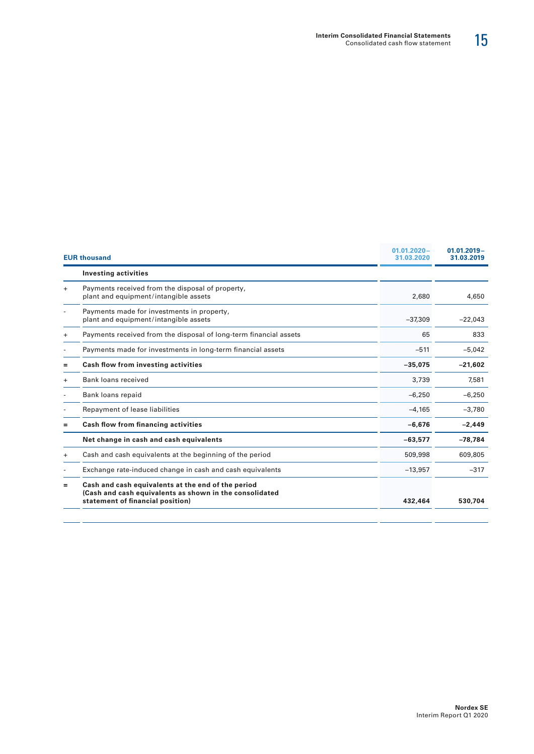| | EUR thousand | 01.01.2020 – 31.03.2020 | 01.01.2019 – 31.03.2019 |
|---|---|---|---|
| | **Investing activities** | | |
| + | Payments received from the disposal of property, plant and equipment/intangible assets | 2,680 | 4,650 |
| - | Payments made for investments in property, plant and equipment/intangible assets | –37,309 | –22,043 |
| + | Payments received from the disposal of long-term financial assets | 65 | 833 |
| - | Payments made for investments in long-term financial assets | –511 | –5,042 |
| = | **Cash flow from investing activities** | **–35,075** | **–21,602** |
| + | Bank loans received | 3,739 | 7,581 |
| - | Bank loans repaid | –6,250 | –6,250 |
| - | Repayment of lease liabilities | –4,165 | –3,780 |
| = | **Cash flow from financing activities** | **–6,676** | **–2,449** |
| | **Net change in cash and cash equivalents** | **–63,577** | **–78,784** |
| + | Cash and cash equivalents at the beginning of the period | 509,998 | 609,805 |
| - | Exchange rate-induced change in cash and cash equivalents | –13,957 | –317 |
| = | **Cash and cash equivalents at the end of the period (Cash and cash equivalents as shown in the consolidated statement of financial position)** | **432,464** | **530,704** |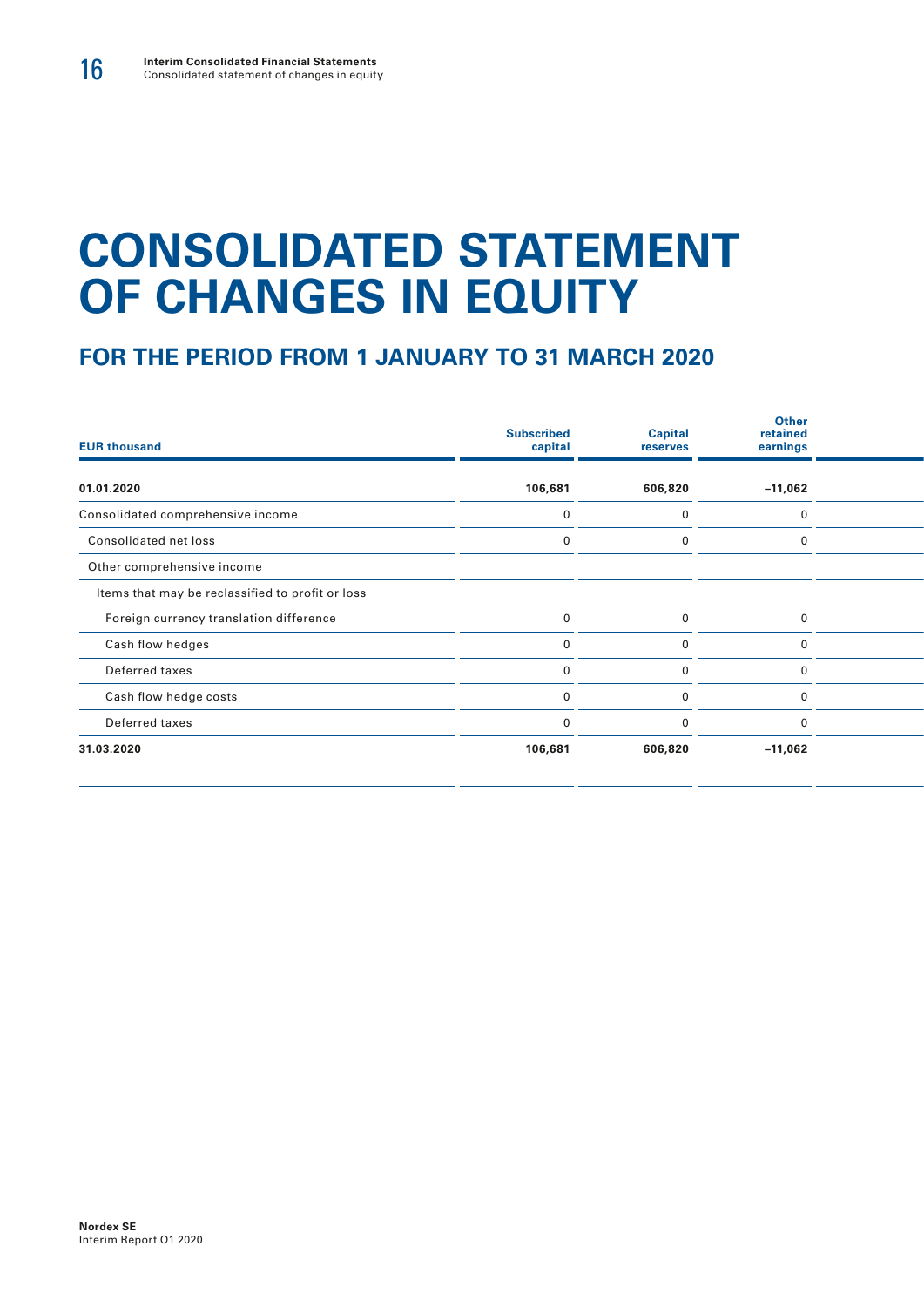# CONSOLIDATED STATEMENT OF CHANGES IN EQUITY

## FOR THE PERIOD FROM 1 JANUARY TO 31 MARCH 2020

| EUR thousand | Subscribed capital | Capital reserves | Other retained earnings |
|---|---|---|---|
| **01.01.2020** | **106,681** | **606,820** | **–11,062** |
| Consolidated comprehensive income | 0 | 0 | 0 |
| Consolidated net loss | 0 | 0 | 0 |
| Other comprehensive income | | | |
| Items that may be reclassified to profit or loss | | | |
| Foreign currency translation difference | 0 | 0 | 0 |
| Cash flow hedges | 0 | 0 | 0 |
| Deferred taxes | 0 | 0 | 0 |
| Cash flow hedge costs | 0 | 0 | 0 |
| Deferred taxes | 0 | 0 | 0 |
| **31.03.2020** | **106,681** | **606,820** | **–11,062** |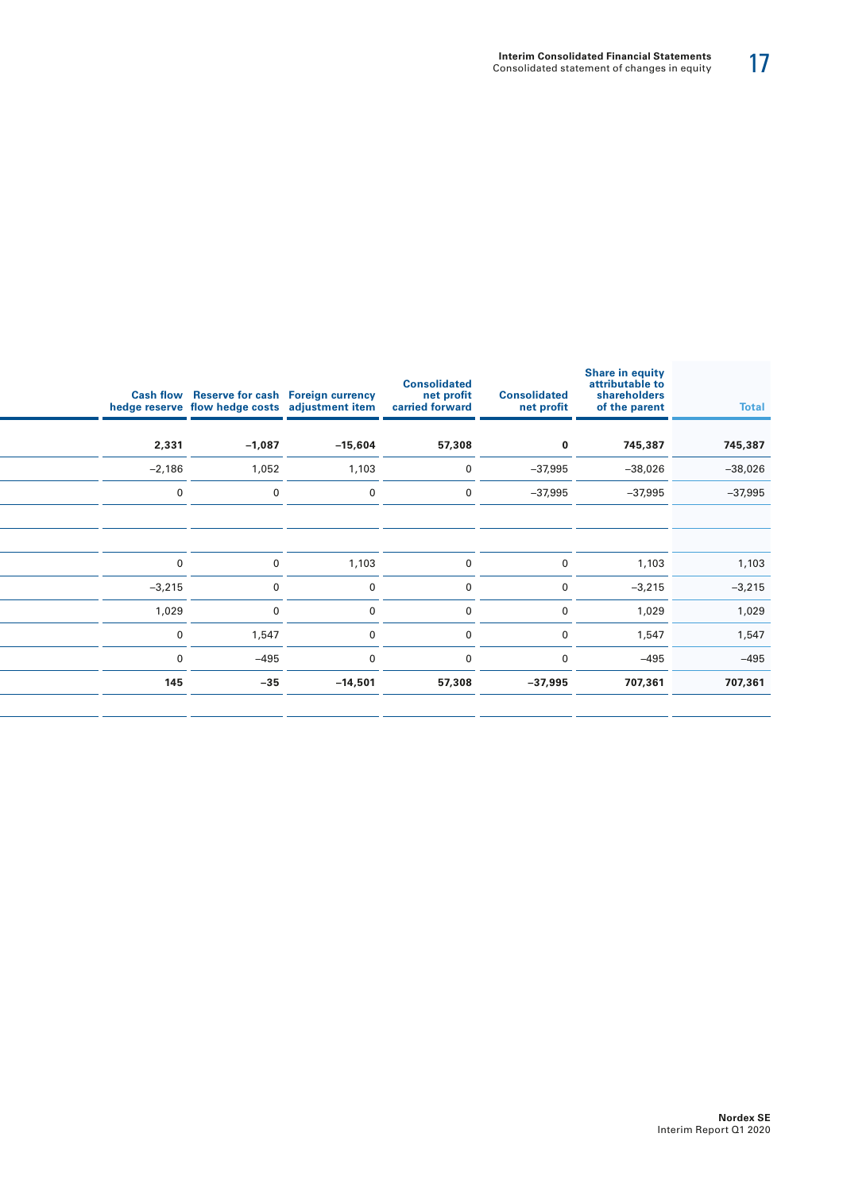| Cash flow hedge reserve | Reserve for cash flow hedge costs | Foreign currency adjustment item | Consolidated net profit carried forward | Consolidated net profit | Share in equity attributable to shareholders of the parent | Total |
|---|---|---|---|---|---|---|
| **2,331** | **−1,087** | **−15,604** | **57,308** | **0** | **745,387** | **745,387** |
| −2,186 | 1,052 | 1,103 | 0 | −37,995 | −38,026 | −38,026 |
| 0 | 0 | 0 | 0 | −37,995 | −37,995 | −37,995 |
| | | | | | | |
| | | | | | | |
| 0 | 0 | 1,103 | 0 | 0 | 1,103 | 1,103 |
| −3,215 | 0 | 0 | 0 | 0 | −3,215 | −3,215 |
| 1,029 | 0 | 0 | 0 | 0 | 1,029 | 1,029 |
| 0 | 1,547 | 0 | 0 | 0 | 1,547 | 1,547 |
| 0 | −495 | 0 | 0 | 0 | −495 | −495 |
| **145** | **−35** | **−14,501** | **57,308** | **−37,995** | **707,361** | **707,361** |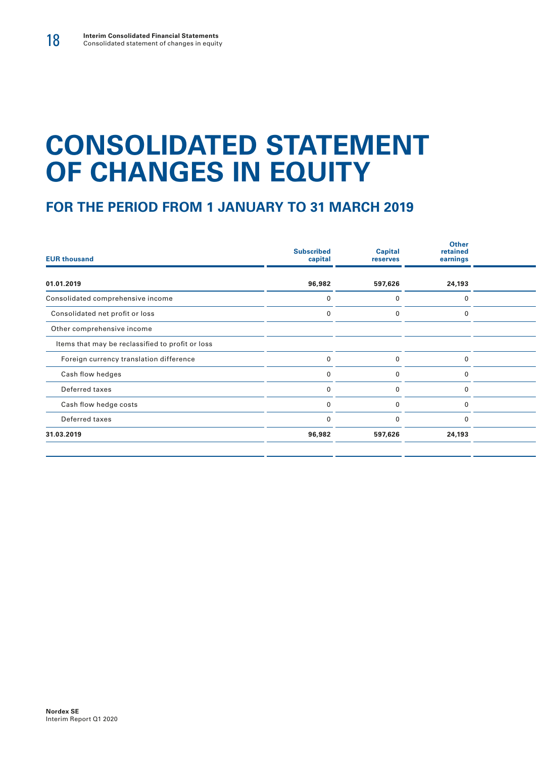# CONSOLIDATED STATEMENT OF CHANGES IN EQUITY

## FOR THE PERIOD FROM 1 JANUARY TO 31 MARCH 2019

| EUR thousand | Subscribed capital | Capital reserves | Other retained earnings |
|---|---|---|---|
| **01.01.2019** | **96,982** | **597,626** | **24,193** |
| Consolidated comprehensive income | 0 | 0 | 0 |
| Consolidated net profit or loss | 0 | 0 | 0 |
| Other comprehensive income | | | |
| Items that may be reclassified to profit or loss | | | |
| Foreign currency translation difference | 0 | 0 | 0 |
| Cash flow hedges | 0 | 0 | 0 |
| Deferred taxes | 0 | 0 | 0 |
| Cash flow hedge costs | 0 | 0 | 0 |
| Deferred taxes | 0 | 0 | 0 |
| **31.03.2019** | **96,982** | **597,626** | **24,193** |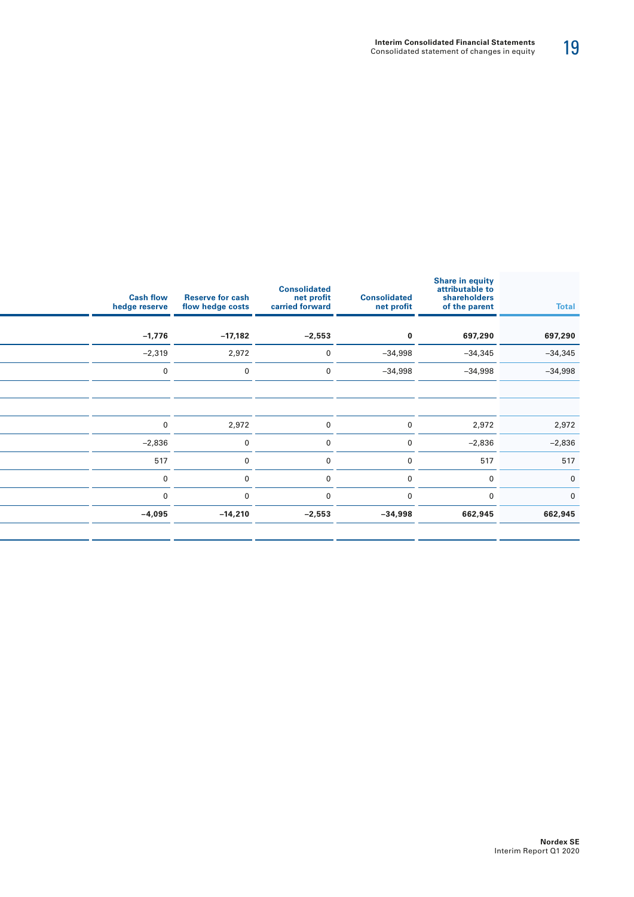| Cash flow hedge reserve | Reserve for cash flow hedge costs | Consolidated net profit carried forward | Consolidated net profit | Share in equity attributable to shareholders of the parent | Total |
|---|---|---|---|---|---|
| **−1,776** | **−17,182** | **−2,553** | **0** | **697,290** | **697,290** |
| −2,319 | 2,972 | 0 | −34,998 | −34,345 | −34,345 |
| 0 | 0 | 0 | −34,998 | −34,998 | −34,998 |
| | | | | | |
| | | | | | |
| 0 | 2,972 | 0 | 0 | 2,972 | 2,972 |
| −2,836 | 0 | 0 | 0 | −2,836 | −2,836 |
| 517 | 0 | 0 | 0 | 517 | 517 |
| 0 | 0 | 0 | 0 | 0 | 0 |
| 0 | 0 | 0 | 0 | 0 | 0 |
| **−4,095** | **−14,210** | **−2,553** | **−34,998** | **662,945** | **662,945** |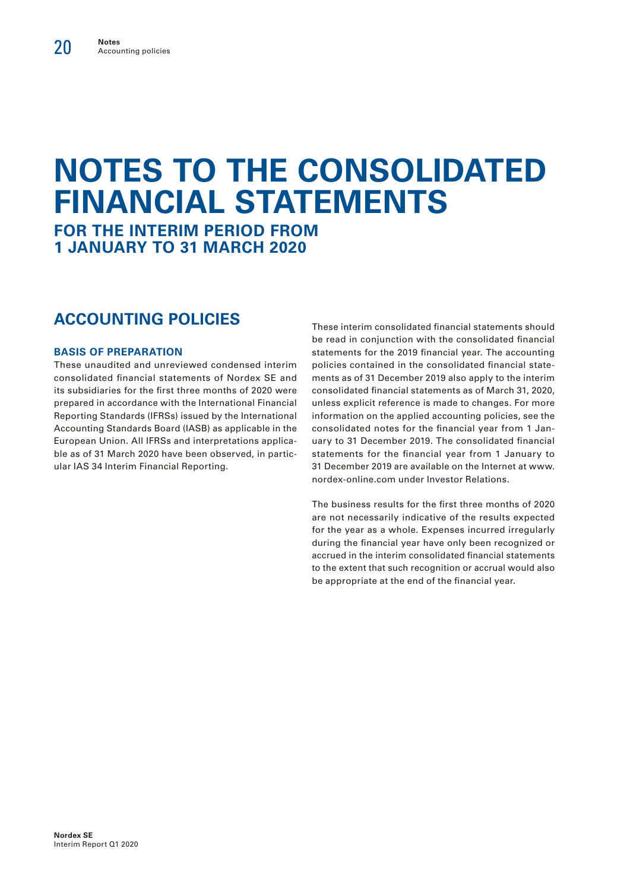# NOTES TO THE CONSOLIDATED FINANCIAL STATEMENTS

## FOR THE INTERIM PERIOD FROM 1 JANUARY TO 31 MARCH 2020

## ACCOUNTING POLICIES

### BASIS OF PREPARATION

These unaudited and unreviewed condensed interim consolidated financial statements of Nordex SE and its subsidiaries for the first three months of 2020 were prepared in accordance with the International Financial Reporting Standards (IFRSs) issued by the International Accounting Standards Board (IASB) as applicable in the European Union. All IFRSs and interpretations applicable as of 31 March 2020 have been observed, in particular IAS 34 Interim Financial Reporting.

These interim consolidated financial statements should be read in conjunction with the consolidated financial statements for the 2019 financial year. The accounting policies contained in the consolidated financial statements as of 31 December 2019 also apply to the interim consolidated financial statements as of March 31, 2020, unless explicit reference is made to changes. For more information on the applied accounting policies, see the consolidated notes for the financial year from 1 January to 31 December 2019. The consolidated financial statements for the financial year from 1 January to 31 December 2019 are available on the Internet at www.nordex-online.com under Investor Relations.

The business results for the first three months of 2020 are not necessarily indicative of the results expected for the year as a whole. Expenses incurred irregularly during the financial year have only been recognized or accrued in the interim consolidated financial statements to the extent that such recognition or accrual would also be appropriate at the end of the financial year.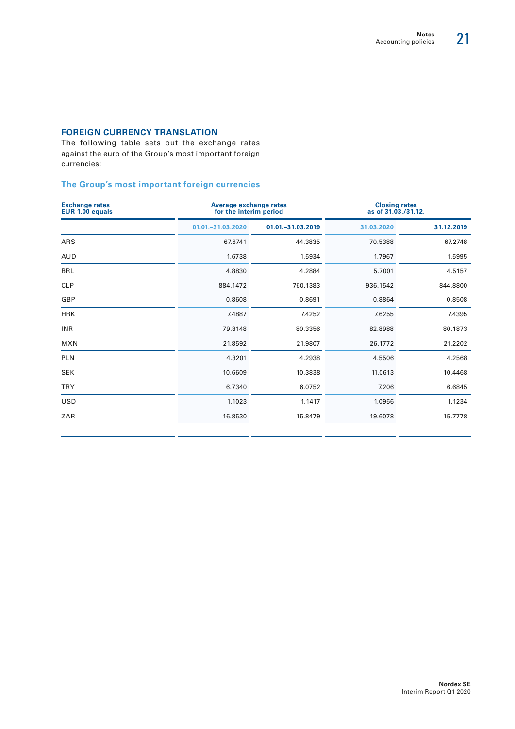## FOREIGN CURRENCY TRANSLATION

The following table sets out the exchange rates against the euro of the Group's most important foreign currencies:

### The Group's most important foreign currencies

| Exchange rates EUR 1.00 equals | Average exchange rates for the interim period | | Closing rates as of 31.03./31.12. | |
|---|---|---|---|---|
| | 01.01.–31.03.2020 | 01.01.–31.03.2019 | 31.03.2020 | 31.12.2019 |
| ARS | 67.6741 | 44.3835 | 70.5388 | 67.2748 |
| AUD | 1.6738 | 1.5934 | 1.7967 | 1.5995 |
| BRL | 4.8830 | 4.2884 | 5.7001 | 4.5157 |
| CLP | 884.1472 | 760.1383 | 936.1542 | 844.8800 |
| GBP | 0.8608 | 0.8691 | 0.8864 | 0.8508 |
| HRK | 7.4887 | 7.4252 | 7.6255 | 7.4395 |
| INR | 79.8148 | 80.3356 | 82.8988 | 80.1873 |
| MXN | 21.8592 | 21.9807 | 26.1772 | 21.2202 |
| PLN | 4.3201 | 4.2938 | 4.5506 | 4.2568 |
| SEK | 10.6609 | 10.3838 | 11.0613 | 10.4468 |
| TRY | 6.7340 | 6.0752 | 7.206 | 6.6845 |
| USD | 1.1023 | 1.1417 | 1.0956 | 1.1234 |
| ZAR | 16.8530 | 15.8479 | 19.6078 | 15.7778 |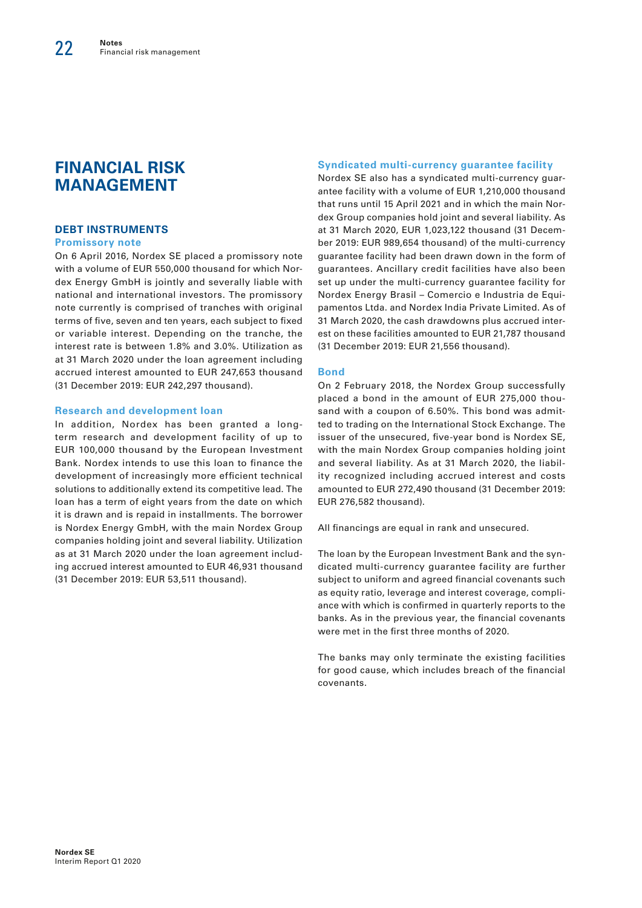# FINANCIAL RISK MANAGEMENT

## DEBT INSTRUMENTS

### Promissory note

On 6 April 2016, Nordex SE placed a promissory note with a volume of EUR 550,000 thousand for which Nordex Energy GmbH is jointly and severally liable with national and international investors. The promissory note currently is comprised of tranches with original terms of five, seven and ten years, each subject to fixed or variable interest. Depending on the tranche, the interest rate is between 1.8% and 3.0%. Utilization as at 31 March 2020 under the loan agreement including accrued interest amounted to EUR 247,653 thousand (31 December 2019: EUR 242,297 thousand).

### Research and development loan

In addition, Nordex has been granted a long-term research and development facility of up to EUR 100,000 thousand by the European Investment Bank. Nordex intends to use this loan to finance the development of increasingly more efficient technical solutions to additionally extend its competitive lead. The loan has a term of eight years from the date on which it is drawn and is repaid in installments. The borrower is Nordex Energy GmbH, with the main Nordex Group companies holding joint and several liability. Utilization as at 31 March 2020 under the loan agreement including accrued interest amounted to EUR 46,931 thousand (31 December 2019: EUR 53,511 thousand).

### Syndicated multi-currency guarantee facility

Nordex SE also has a syndicated multi-currency guarantee facility with a volume of EUR 1,210,000 thousand that runs until 15 April 2021 and in which the main Nordex Group companies hold joint and several liability. As at 31 March 2020, EUR 1,023,122 thousand (31 December 2019: EUR 989,654 thousand) of the multi-currency guarantee facility had been drawn down in the form of guarantees. Ancillary credit facilities have also been set up under the multi-currency guarantee facility for Nordex Energy Brasil – Comercio e Industria de Equipamentos Ltda. and Nordex India Private Limited. As of 31 March 2020, the cash drawdowns plus accrued interest on these facilities amounted to EUR 21,787 thousand (31 December 2019: EUR 21,556 thousand).

### Bond

On 2 February 2018, the Nordex Group successfully placed a bond in the amount of EUR 275,000 thousand with a coupon of 6.50%. This bond was admitted to trading on the International Stock Exchange. The issuer of the unsecured, five-year bond is Nordex SE, with the main Nordex Group companies holding joint and several liability. As at 31 March 2020, the liability recognized including accrued interest and costs amounted to EUR 272,490 thousand (31 December 2019: EUR 276,582 thousand).

All financings are equal in rank and unsecured.

The loan by the European Investment Bank and the syndicated multi-currency guarantee facility are further subject to uniform and agreed financial covenants such as equity ratio, leverage and interest coverage, compliance with which is confirmed in quarterly reports to the banks. As in the previous year, the financial covenants were met in the first three months of 2020.

The banks may only terminate the existing facilities for good cause, which includes breach of the financial covenants.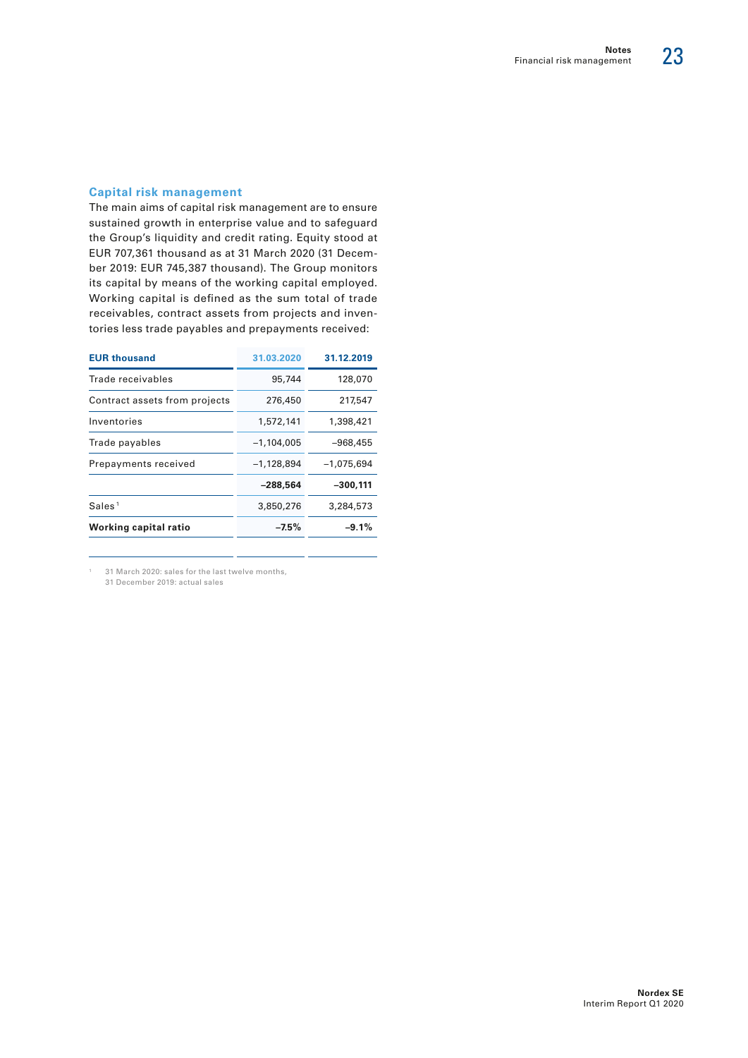### Capital risk management

The main aims of capital risk management are to ensure sustained growth in enterprise value and to safeguard the Group's liquidity and credit rating. Equity stood at EUR 707,361 thousand as at 31 March 2020 (31 December 2019: EUR 745,387 thousand). The Group monitors its capital by means of the working capital employed. Working capital is defined as the sum total of trade receivables, contract assets from projects and inventories less trade payables and prepayments received:

| EUR thousand | 31.03.2020 | 31.12.2019 |
|---|---|---|
| Trade receivables | 95,744 | 128,070 |
| Contract assets from projects | 276,450 | 217,547 |
| Inventories | 1,572,141 | 1,398,421 |
| Trade payables | –1,104,005 | –968,455 |
| Prepayments received | –1,128,894 | –1,075,694 |
| | **–288,564** | **–300,111** |
| Sales [1] | 3,850,276 | 3,284,573 |
| **Working capital ratio** | **–7.5%** | **–9.1%** |

[1] 31 March 2020: sales for the last twelve months, 31 December 2019: actual sales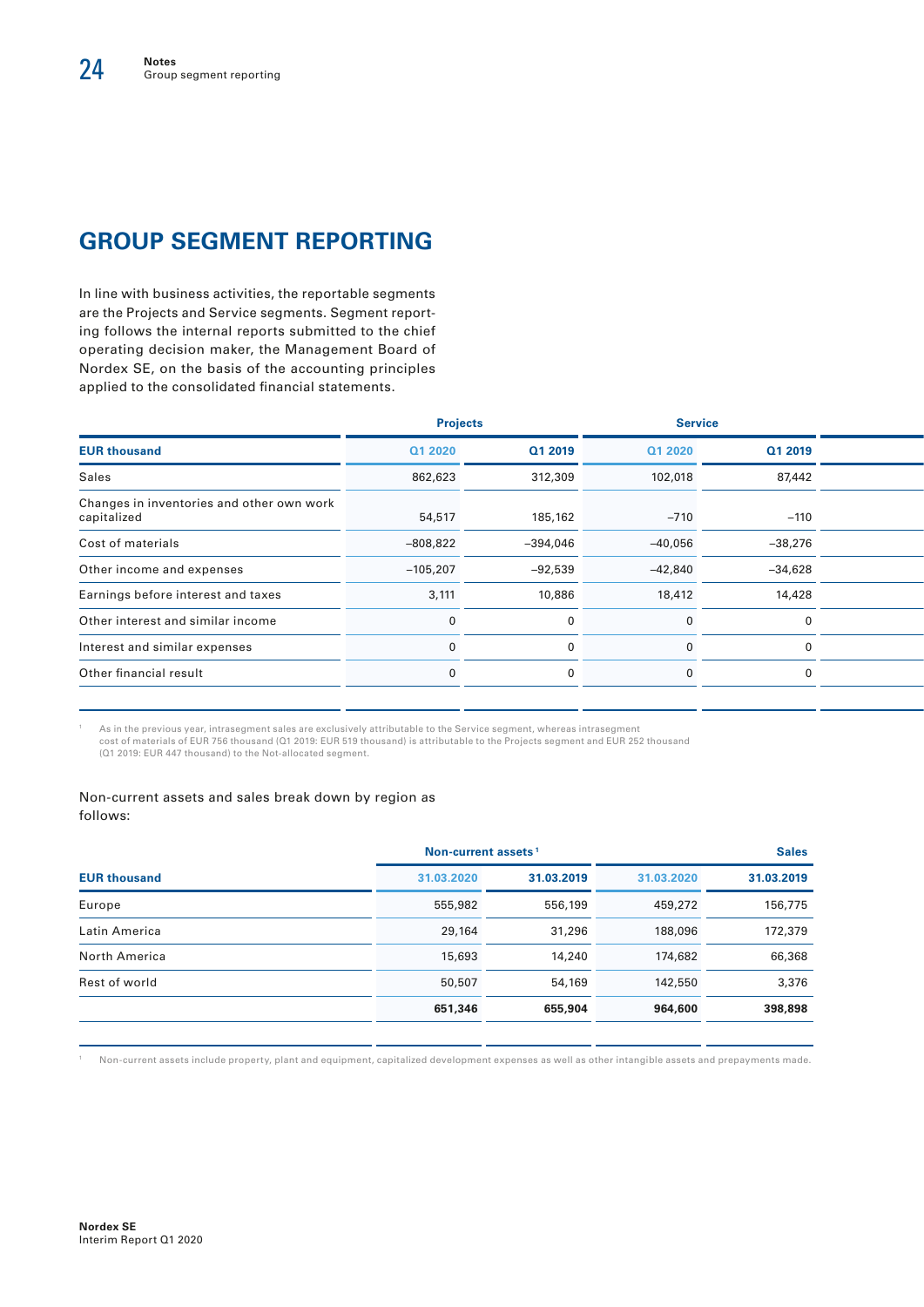# GROUP SEGMENT REPORTING

In line with business activities, the reportable segments are the Projects and Service segments. Segment reporting follows the internal reports submitted to the chief operating decision maker, the Management Board of Nordex SE, on the basis of the accounting principles applied to the consolidated financial statements.

| | Projects | | Service | |
|---|---|---|---|---|
| **EUR thousand** | Q1 2020 | Q1 2019 | Q1 2020 | Q1 2019 |
| Sales | 862,623 | 312,309 | 102,018 | 87,442 |
| Changes in inventories and other own work capitalized | 54,517 | 185,162 | –710 | –110 |
| Cost of materials | –808,822 | –394,046 | –40,056 | –38,276 |
| Other income and expenses | –105,207 | –92,539 | –42,840 | –34,628 |
| Earnings before interest and taxes | 3,111 | 10,886 | 18,412 | 14,428 |
| Other interest and similar income | 0 | 0 | 0 | 0 |
| Interest and similar expenses | 0 | 0 | 0 | 0 |
| Other financial result | 0 | 0 | 0 | 0 |

[1] As in the previous year, intrasegment sales are exclusively attributable to the Service segment, whereas intrasegment cost of materials of EUR 756 thousand (Q1 2019: EUR 519 thousand) is attributable to the Projects segment and EUR 252 thousand (Q1 2019: EUR 447 thousand) to the Not-allocated segment.

Non-current assets and sales break down by region as follows:

| | Non-current assets[1] | | Sales | |
|---|---|---|---|---|
| **EUR thousand** | 31.03.2020 | 31.03.2019 | 31.03.2020 | 31.03.2019 |
| Europe | 555,982 | 556,199 | 459,272 | 156,775 |
| Latin America | 29,164 | 31,296 | 188,096 | 172,379 |
| North America | 15,693 | 14,240 | 174,682 | 66,368 |
| Rest of world | 50,507 | 54,169 | 142,550 | 3,376 |
| | **651,346** | **655,904** | **964,600** | **398,898** |

[1] Non-current assets include property, plant and equipment, capitalized development expenses as well as other intangible assets and prepayments made.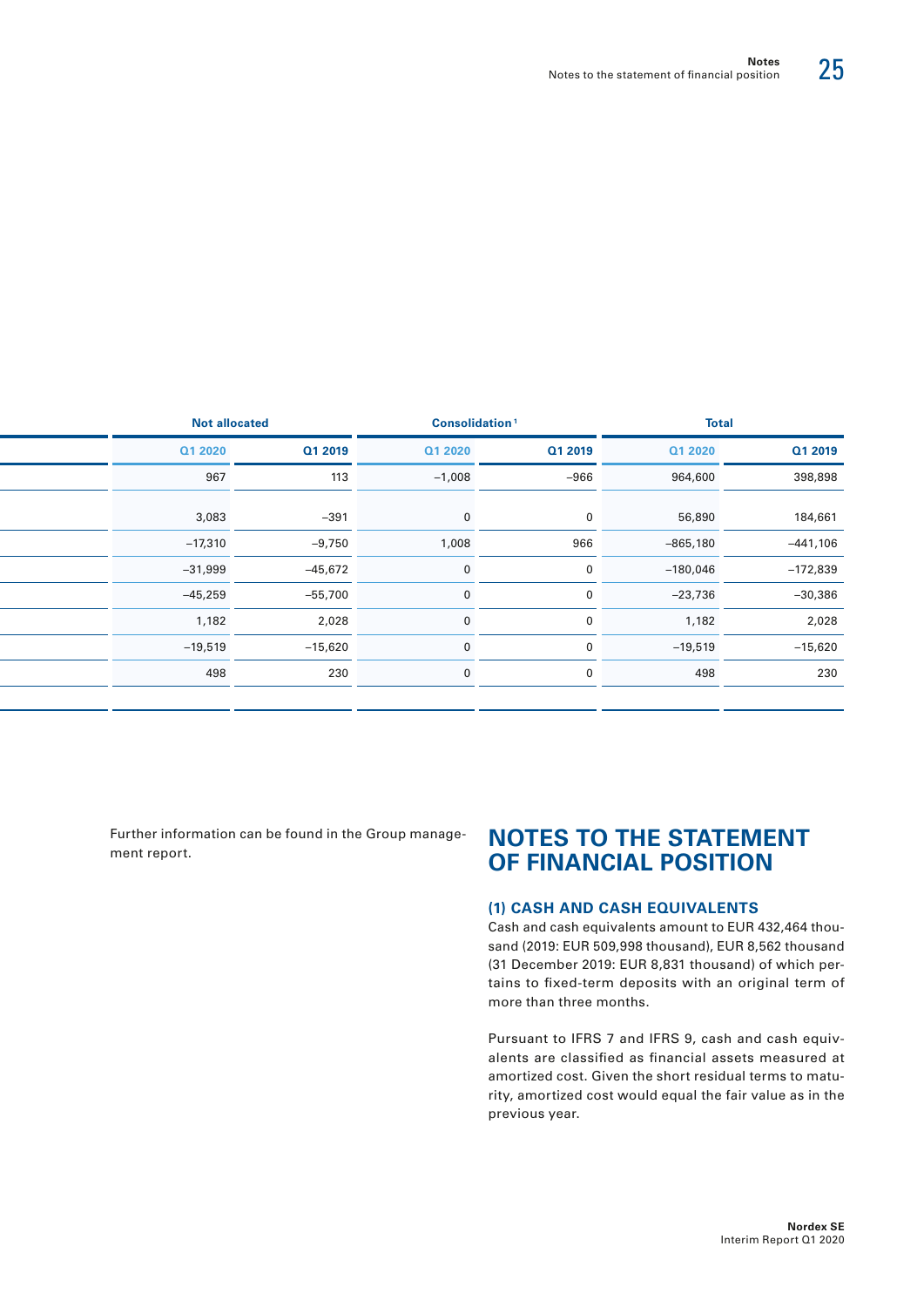| | Not allocated | | Consolidation[1] | | Total | |
|---|---|---|---|---|---|---|
| | Q1 2020 | Q1 2019 | Q1 2020 | Q1 2019 | Q1 2020 | Q1 2019 |
| | 967 | 113 | −1,008 | −966 | 964,600 | 398,898 |
| | 3,083 | −391 | 0 | 0 | 56,890 | 184,661 |
| | −17,310 | −9,750 | 1,008 | 966 | −865,180 | −441,106 |
| | −31,999 | −45,672 | 0 | 0 | −180,046 | −172,839 |
| | −45,259 | −55,700 | 0 | 0 | −23,736 | −30,386 |
| | 1,182 | 2,028 | 0 | 0 | 1,182 | 2,028 |
| | −19,519 | −15,620 | 0 | 0 | −19,519 | −15,620 |
| | 498 | 230 | 0 | 0 | 498 | 230 |

Further information can be found in the Group management report.

# NOTES TO THE STATEMENT OF FINANCIAL POSITION

### (1) CASH AND CASH EQUIVALENTS

Cash and cash equivalents amount to EUR 432,464 thousand (2019: EUR 509,998 thousand), EUR 8,562 thousand (31 December 2019: EUR 8,831 thousand) of which pertains to fixed-term deposits with an original term of more than three months.

Pursuant to IFRS 7 and IFRS 9, cash and cash equivalents are classified as financial assets measured at amortized cost. Given the short residual terms to maturity, amortized cost would equal the fair value as in the previous year.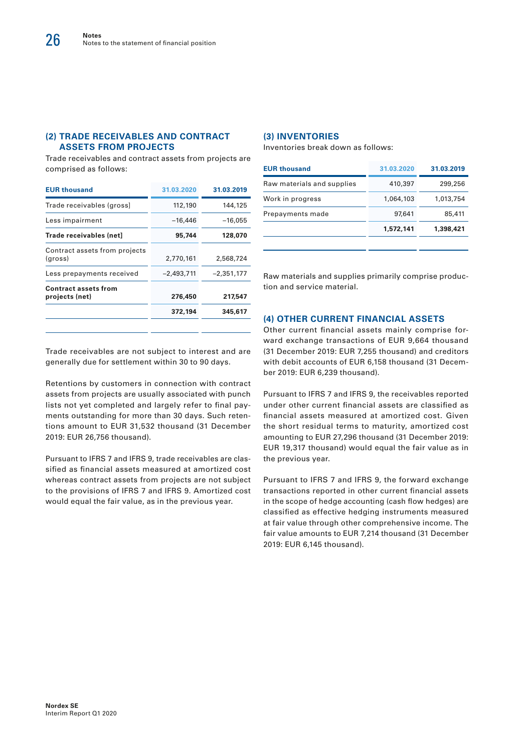## (2) TRADE RECEIVABLES AND CONTRACT ASSETS FROM PROJECTS

Trade receivables and contract assets from projects are comprised as follows:

| EUR thousand | 31.03.2020 | 31.03.2019 |
|---|---|---|
| Trade receivables (gross) | 112,190 | 144,125 |
| Less impairment | –16,446 | –16,055 |
| **Trade receivables (net)** | **95,744** | **128,070** |
| Contract assets from projects (gross) | 2,770,161 | 2,568,724 |
| Less prepayments received | –2,493,711 | –2,351,177 |
| **Contract assets from projects (net)** | **276,450** | **217,547** |
| | **372,194** | **345,617** |

Trade receivables are not subject to interest and are generally due for settlement within 30 to 90 days.

Retentions by customers in connection with contract assets from projects are usually associated with punch lists not yet completed and largely refer to final payments outstanding for more than 30 days. Such retentions amount to EUR 31,532 thousand (31 December 2019: EUR 26,756 thousand).

Pursuant to IFRS 7 and IFRS 9, trade receivables are classified as financial assets measured at amortized cost whereas contract assets from projects are not subject to the provisions of IFRS 7 and IFRS 9. Amortized cost would equal the fair value, as in the previous year.

## (3) INVENTORIES

Inventories break down as follows:

| EUR thousand | 31.03.2020 | 31.03.2019 |
|---|---|---|
| Raw materials and supplies | 410,397 | 299,256 |
| Work in progress | 1,064,103 | 1,013,754 |
| Prepayments made | 97,641 | 85,411 |
| | **1,572,141** | **1,398,421** |

Raw materials and supplies primarily comprise production and service material.

## (4) OTHER CURRENT FINANCIAL ASSETS

Other current financial assets mainly comprise forward exchange transactions of EUR 9,664 thousand (31 December 2019: EUR 7,255 thousand) and creditors with debit accounts of EUR 6,158 thousand (31 December 2019: EUR 6,239 thousand).

Pursuant to IFRS 7 and IFRS 9, the receivables reported under other current financial assets are classified as financial assets measured at amortized cost. Given the short residual terms to maturity, amortized cost amounting to EUR 27,296 thousand (31 December 2019: EUR 19,317 thousand) would equal the fair value as in the previous year.

Pursuant to IFRS 7 and IFRS 9, the forward exchange transactions reported in other current financial assets in the scope of hedge accounting (cash flow hedges) are classified as effective hedging instruments measured at fair value through other comprehensive income. The fair value amounts to EUR 7,214 thousand (31 December 2019: EUR 6,145 thousand).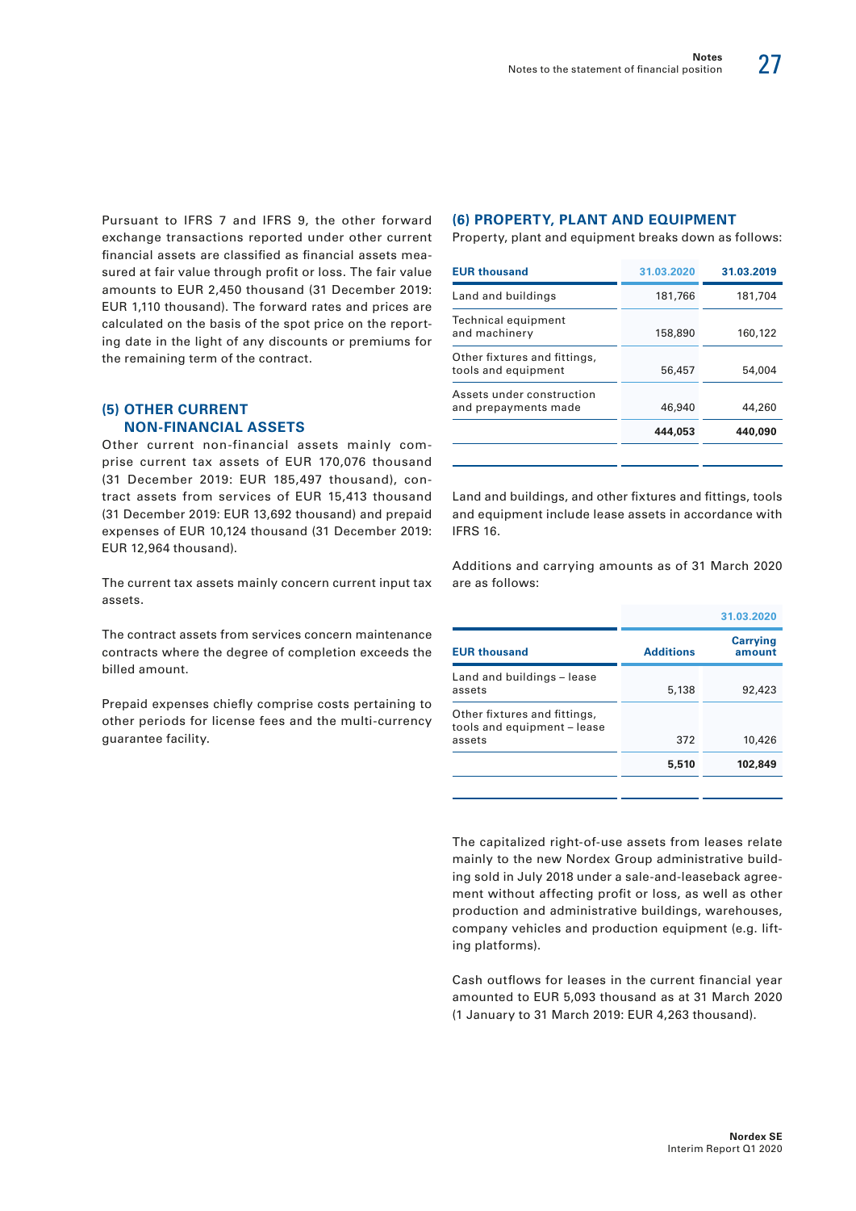Pursuant to IFRS 7 and IFRS 9, the other forward exchange transactions reported under other current financial assets are classified as financial assets measured at fair value through profit or loss. The fair value amounts to EUR 2,450 thousand (31 December 2019: EUR 1,110 thousand). The forward rates and prices are calculated on the basis of the spot price on the reporting date in the light of any discounts or premiums for the remaining term of the contract.

## (5) OTHER CURRENT NON-FINANCIAL ASSETS

Other current non-financial assets mainly comprise current tax assets of EUR 170,076 thousand (31 December 2019: EUR 185,497 thousand), contract assets from services of EUR 15,413 thousand (31 December 2019: EUR 13,692 thousand) and prepaid expenses of EUR 10,124 thousand (31 December 2019: EUR 12,964 thousand).

The current tax assets mainly concern current input tax assets.

The contract assets from services concern maintenance contracts where the degree of completion exceeds the billed amount.

Prepaid expenses chiefly comprise costs pertaining to other periods for license fees and the multi-currency guarantee facility.

## (6) PROPERTY, PLANT AND EQUIPMENT

Property, plant and equipment breaks down as follows:

| EUR thousand | 31.03.2020 | 31.03.2019 |
|---|---|---|
| Land and buildings | 181,766 | 181,704 |
| Technical equipment and machinery | 158,890 | 160,122 |
| Other fixtures and fittings, tools and equipment | 56,457 | 54,004 |
| Assets under construction and prepayments made | 46,940 | 44,260 |
| | **444,053** | **440,090** |

Land and buildings, and other fixtures and fittings, tools and equipment include lease assets in accordance with IFRS 16.

Additions and carrying amounts as of 31 March 2020 are as follows:

| | 31.03.2020 | |
|---|---|---|
| EUR thousand | Additions | Carrying amount |
| Land and buildings – lease assets | 5,138 | 92,423 |
| Other fixtures and fittings, tools and equipment – lease assets | 372 | 10,426 |
| | **5,510** | **102,849** |

The capitalized right-of-use assets from leases relate mainly to the new Nordex Group administrative building sold in July 2018 under a sale-and-leaseback agreement without affecting profit or loss, as well as other production and administrative buildings, warehouses, company vehicles and production equipment (e.g. lifting platforms).

Cash outflows for leases in the current financial year amounted to EUR 5,093 thousand as at 31 March 2020 (1 January to 31 March 2019: EUR 4,263 thousand).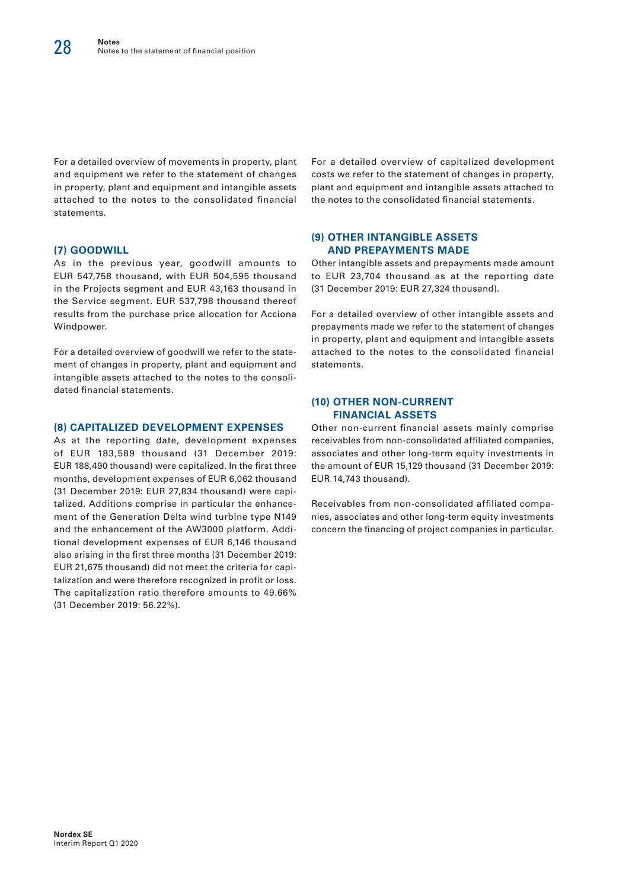For a detailed overview of movements in property, plant and equipment we refer to the statement of changes in property, plant and equipment and intangible assets attached to the notes to the consolidated financial statements.

## (7) GOODWILL

As in the previous year, goodwill amounts to EUR 547,758 thousand, with EUR 504,595 thousand in the Projects segment and EUR 43,163 thousand in the Service segment. EUR 537,798 thousand thereof results from the purchase price allocation for Acciona Windpower.

For a detailed overview of goodwill we refer to the statement of changes in property, plant and equipment and intangible assets attached to the notes to the consolidated financial statements.

## (8) CAPITALIZED DEVELOPMENT EXPENSES

As at the reporting date, development expenses of EUR 183,589 thousand (31 December 2019: EUR 188,490 thousand) were capitalized. In the first three months, development expenses of EUR 6,062 thousand (31 December 2019: EUR 27,834 thousand) were capitalized. Additions comprise in particular the enhancement of the Generation Delta wind turbine type N149 and the enhancement of the AW3000 platform. Additional development expenses of EUR 6,146 thousand also arising in the first three months (31 December 2019: EUR 21,675 thousand) did not meet the criteria for capitalization and were therefore recognized in profit or loss. The capitalization ratio therefore amounts to 49.66% (31 December 2019: 56.22%).

For a detailed overview of capitalized development costs we refer to the statement of changes in property, plant and equipment and intangible assets attached to the notes to the consolidated financial statements.

## (9) OTHER INTANGIBLE ASSETS AND PREPAYMENTS MADE

Other intangible assets and prepayments made amount to EUR 23,704 thousand as at the reporting date (31 December 2019: EUR 27,324 thousand).

For a detailed overview of other intangible assets and prepayments made we refer to the statement of changes in property, plant and equipment and intangible assets attached to the notes to the consolidated financial statements.

## (10) OTHER NON-CURRENT FINANCIAL ASSETS

Other non-current financial assets mainly comprise receivables from non-consolidated affiliated companies, associates and other long-term equity investments in the amount of EUR 15,129 thousand (31 December 2019: EUR 14,743 thousand).

Receivables from non-consolidated affiliated companies, associates and other long-term equity investments concern the financing of project companies in particular.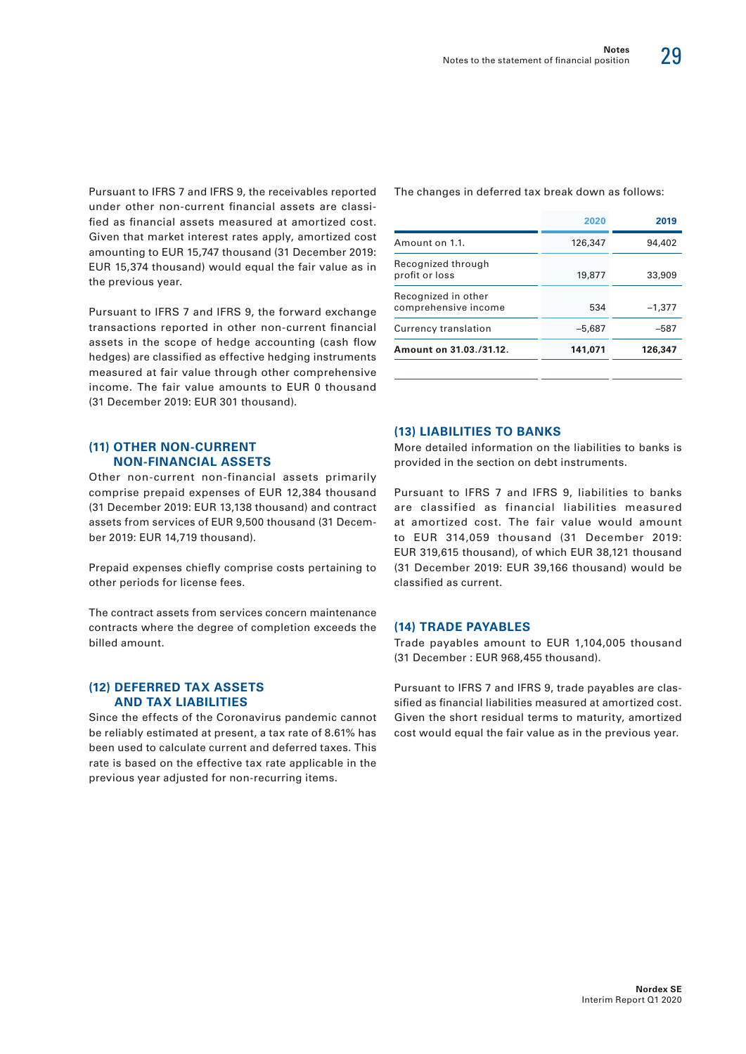Pursuant to IFRS 7 and IFRS 9, the receivables reported under other non-current financial assets are classified as financial assets measured at amortized cost. Given that market interest rates apply, amortized cost amounting to EUR 15,747 thousand (31 December 2019: EUR 15,374 thousand) would equal the fair value as in the previous year.

Pursuant to IFRS 7 and IFRS 9, the forward exchange transactions reported in other non-current financial assets in the scope of hedge accounting (cash flow hedges) are classified as effective hedging instruments measured at fair value through other comprehensive income. The fair value amounts to EUR 0 thousand (31 December 2019: EUR 301 thousand).

## (11) OTHER NON-CURRENT NON-FINANCIAL ASSETS

Other non-current non-financial assets primarily comprise prepaid expenses of EUR 12,384 thousand (31 December 2019: EUR 13,138 thousand) and contract assets from services of EUR 9,500 thousand (31 December 2019: EUR 14,719 thousand).

Prepaid expenses chiefly comprise costs pertaining to other periods for license fees.

The contract assets from services concern maintenance contracts where the degree of completion exceeds the billed amount.

## (12) DEFERRED TAX ASSETS AND TAX LIABILITIES

Since the effects of the Coronavirus pandemic cannot be reliably estimated at present, a tax rate of 8.61% has been used to calculate current and deferred taxes. This rate is based on the effective tax rate applicable in the previous year adjusted for non-recurring items.

The changes in deferred tax break down as follows:

| | 2020 | 2019 |
|---|---|---|
| Amount on 1.1. | 126,347 | 94,402 |
| Recognized through profit or loss | 19,877 | 33,909 |
| Recognized in other comprehensive income | 534 | –1,377 |
| Currency translation | –5,687 | –587 |
| **Amount on 31.03./31.12.** | **141,071** | **126,347** |

## (13) LIABILITIES TO BANKS

More detailed information on the liabilities to banks is provided in the section on debt instruments.

Pursuant to IFRS 7 and IFRS 9, liabilities to banks are classified as financial liabilities measured at amortized cost. The fair value would amount to EUR 314,059 thousand (31 December 2019: EUR 319,615 thousand), of which EUR 38,121 thousand (31 December 2019: EUR 39,166 thousand) would be classified as current.

## (14) TRADE PAYABLES

Trade payables amount to EUR 1,104,005 thousand (31 December : EUR 968,455 thousand).

Pursuant to IFRS 7 and IFRS 9, trade payables are classified as financial liabilities measured at amortized cost. Given the short residual terms to maturity, amortized cost would equal the fair value as in the previous year.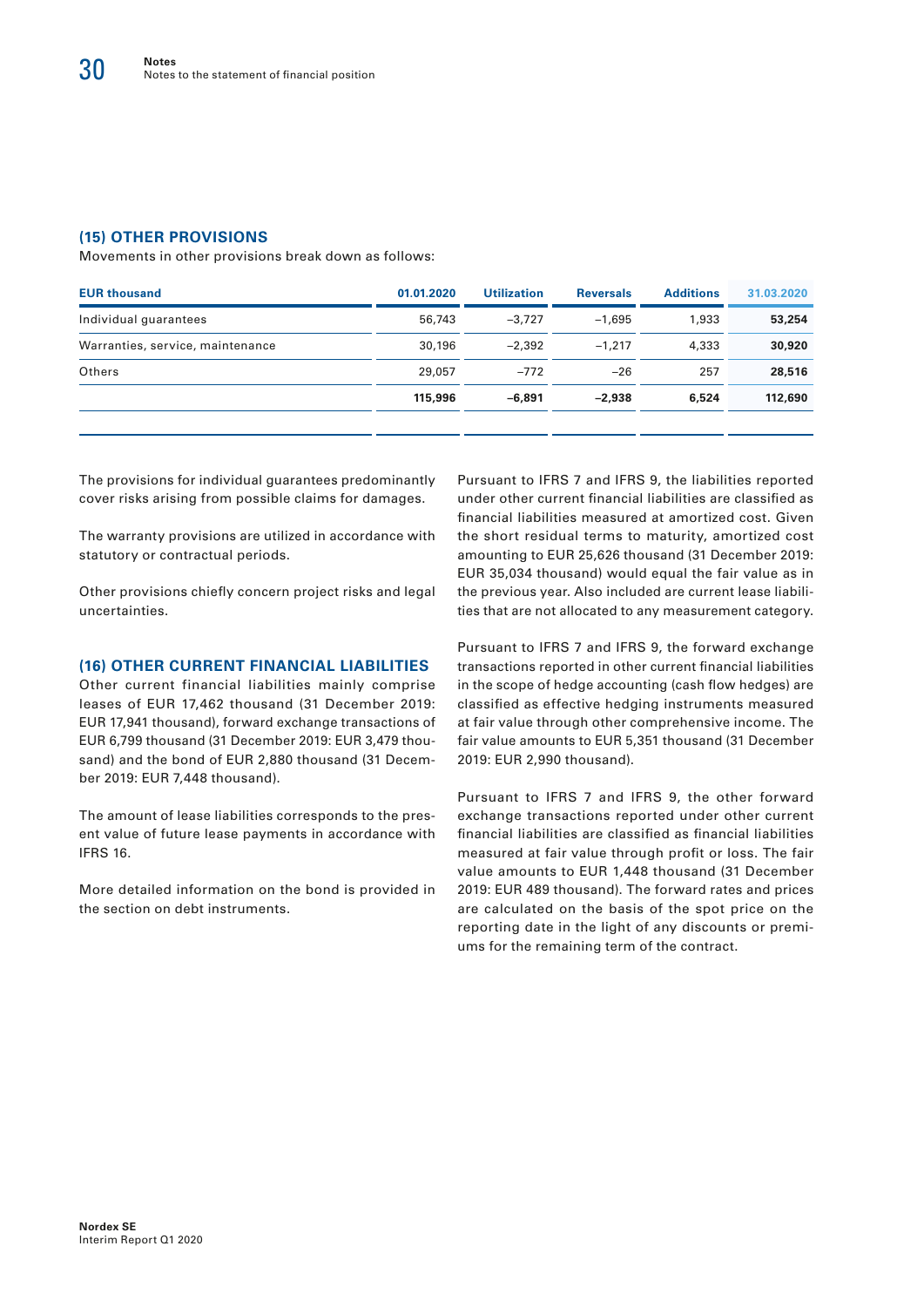### (15) OTHER PROVISIONS

Movements in other provisions break down as follows:

| EUR thousand | 01.01.2020 | Utilization | Reversals | Additions | 31.03.2020 |
|---|---|---|---|---|---|
| Individual guarantees | 56,743 | −3,727 | −1,695 | 1,933 | **53,254** |
| Warranties, service, maintenance | 30,196 | −2,392 | −1,217 | 4,333 | **30,920** |
| Others | 29,057 | −772 | −26 | 257 | **28,516** |
| | **115,996** | **−6,891** | **−2,938** | **6,524** | **112,690** |

The provisions for individual guarantees predominantly cover risks arising from possible claims for damages.

The warranty provisions are utilized in accordance with statutory or contractual periods.

Other provisions chiefly concern project risks and legal uncertainties.

### (16) OTHER CURRENT FINANCIAL LIABILITIES

Other current financial liabilities mainly comprise leases of EUR 17,462 thousand (31 December 2019: EUR 17,941 thousand), forward exchange transactions of EUR 6,799 thousand (31 December 2019: EUR 3,479 thousand) and the bond of EUR 2,880 thousand (31 December 2019: EUR 7,448 thousand).

The amount of lease liabilities corresponds to the present value of future lease payments in accordance with IFRS 16.

More detailed information on the bond is provided in the section on debt instruments.

Pursuant to IFRS 7 and IFRS 9, the liabilities reported under other current financial liabilities are classified as financial liabilities measured at amortized cost. Given the short residual terms to maturity, amortized cost amounting to EUR 25,626 thousand (31 December 2019: EUR 35,034 thousand) would equal the fair value as in the previous year. Also included are current lease liabilities that are not allocated to any measurement category.

Pursuant to IFRS 7 and IFRS 9, the forward exchange transactions reported in other current financial liabilities in the scope of hedge accounting (cash flow hedges) are classified as effective hedging instruments measured at fair value through other comprehensive income. The fair value amounts to EUR 5,351 thousand (31 December 2019: EUR 2,990 thousand).

Pursuant to IFRS 7 and IFRS 9, the other forward exchange transactions reported under other current financial liabilities are classified as financial liabilities measured at fair value through profit or loss. The fair value amounts to EUR 1,448 thousand (31 December 2019: EUR 489 thousand). The forward rates and prices are calculated on the basis of the spot price on the reporting date in the light of any discounts or premiums for the remaining term of the contract.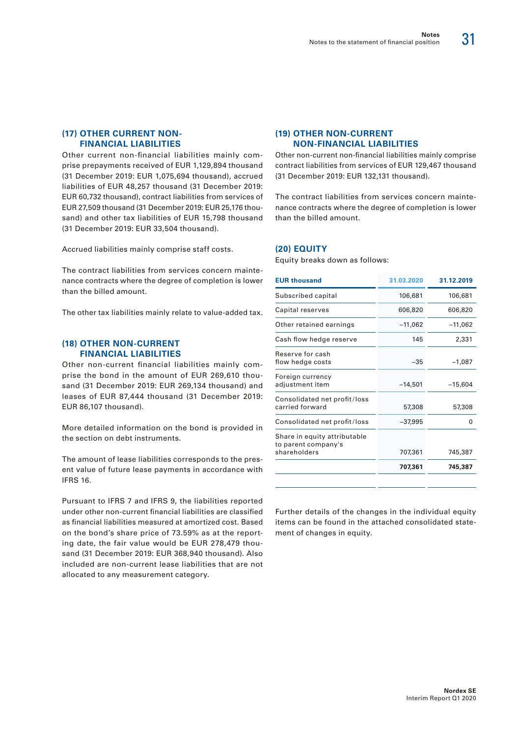## (17) OTHER CURRENT NON-FINANCIAL LIABILITIES

Other current non-financial liabilities mainly comprise prepayments received of EUR 1,129,894 thousand (31 December 2019: EUR 1,075,694 thousand), accrued liabilities of EUR 48,257 thousand (31 December 2019: EUR 60,732 thousand), contract liabilities from services of EUR 27,509 thousand (31 December 2019: EUR 25,176 thousand) and other tax liabilities of EUR 15,798 thousand (31 December 2019: EUR 33,504 thousand).

Accrued liabilities mainly comprise staff costs.

The contract liabilities from services concern maintenance contracts where the degree of completion is lower than the billed amount.

The other tax liabilities mainly relate to value-added tax.

## (18) OTHER NON-CURRENT FINANCIAL LIABILITIES

Other non-current financial liabilities mainly comprise the bond in the amount of EUR 269,610 thousand (31 December 2019: EUR 269,134 thousand) and leases of EUR 87,444 thousand (31 December 2019: EUR 86,107 thousand).

More detailed information on the bond is provided in the section on debt instruments.

The amount of lease liabilities corresponds to the present value of future lease payments in accordance with IFRS 16.

Pursuant to IFRS 7 and IFRS 9, the liabilities reported under other non-current financial liabilities are classified as financial liabilities measured at amortized cost. Based on the bond's share price of 73.59% as at the reporting date, the fair value would be EUR 278,479 thousand (31 December 2019: EUR 368,940 thousand). Also included are non-current lease liabilities that are not allocated to any measurement category.

## (19) OTHER NON-CURRENT NON-FINANCIAL LIABILITIES

Other non-current non-financial liabilities mainly comprise contract liabilities from services of EUR 129,467 thousand (31 December 2019: EUR 132,131 thousand).

The contract liabilities from services concern maintenance contracts where the degree of completion is lower than the billed amount.

## (20) EQUITY

Equity breaks down as follows:

| EUR thousand | 31.03.2020 | 31.12.2019 |
|---|---|---|
| Subscribed capital | 106,681 | 106,681 |
| Capital reserves | 606,820 | 606,820 |
| Other retained earnings | –11,062 | –11,062 |
| Cash flow hedge reserve | 145 | 2,331 |
| Reserve for cash flow hedge costs | –35 | –1,087 |
| Foreign currency adjustment item | –14,501 | –15,604 |
| Consolidated net profit/loss carried forward | 57,308 | 57,308 |
| Consolidated net profit/loss | –37,995 | 0 |
| Share in equity attributable to parent company's shareholders | 707,361 | 745,387 |
| | **707,361** | **745,387** |

Further details of the changes in the individual equity items can be found in the attached consolidated statement of changes in equity.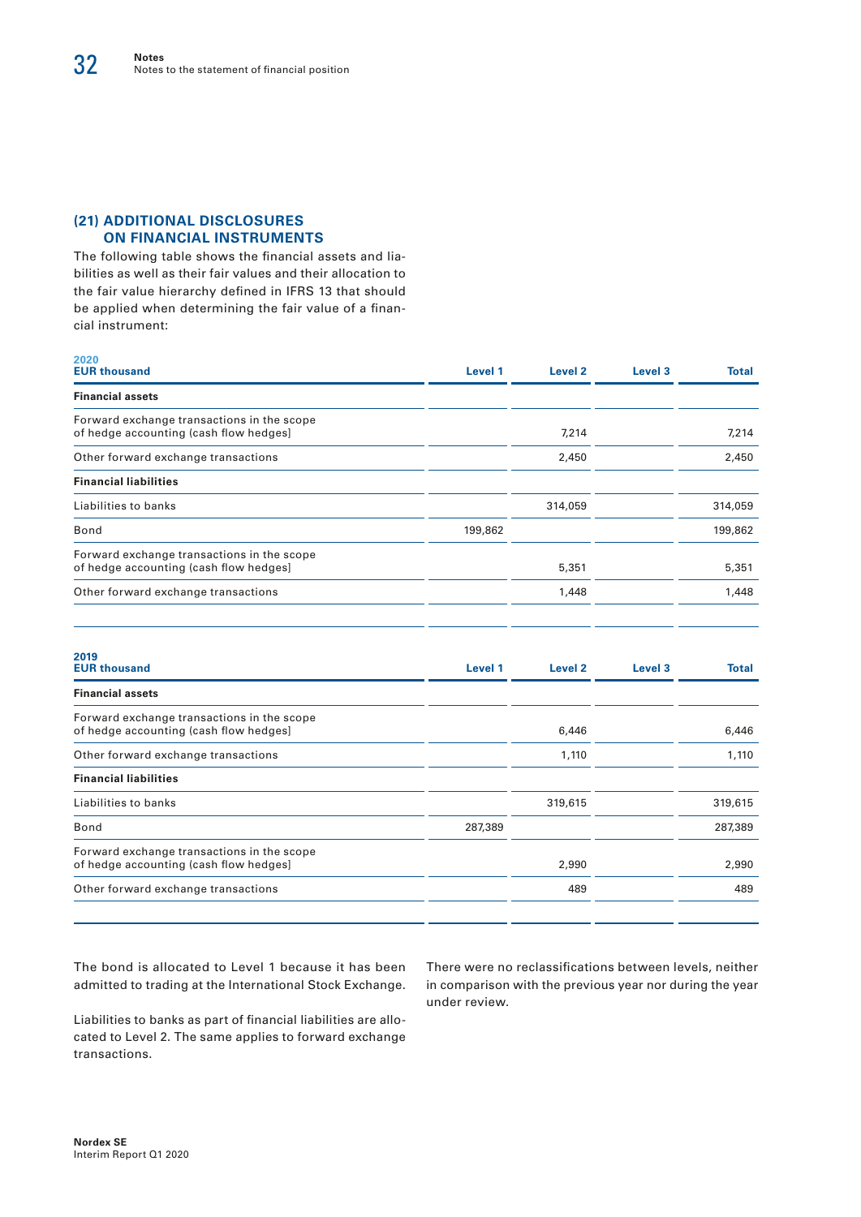## (21) ADDITIONAL DISCLOSURES ON FINANCIAL INSTRUMENTS

The following table shows the financial assets and liabilities as well as their fair values and their allocation to the fair value hierarchy defined in IFRS 13 that should be applied when determining the fair value of a financial instrument:

| 2020<br>EUR thousand | Level 1 | Level 2 | Level 3 | Total |
|---|---|---|---|---|
| **Financial assets** | | | | |
| Forward exchange transactions in the scope of hedge accounting (cash flow hedges) | | 7,214 | | 7,214 |
| Other forward exchange transactions | | 2,450 | | 2,450 |
| **Financial liabilities** | | | | |
| Liabilities to banks | | 314,059 | | 314,059 |
| Bond | 199,862 | | | 199,862 |
| Forward exchange transactions in the scope of hedge accounting (cash flow hedges) | | 5,351 | | 5,351 |
| Other forward exchange transactions | | 1,448 | | 1,448 |

| 2019<br>EUR thousand | Level 1 | Level 2 | Level 3 | Total |
|---|---|---|---|---|
| **Financial assets** | | | | |
| Forward exchange transactions in the scope of hedge accounting (cash flow hedges) | | 6,446 | | 6,446 |
| Other forward exchange transactions | | 1,110 | | 1,110 |
| **Financial liabilities** | | | | |
| Liabilities to banks | | 319,615 | | 319,615 |
| Bond | 287,389 | | | 287,389 |
| Forward exchange transactions in the scope of hedge accounting (cash flow hedges) | | 2,990 | | 2,990 |
| Other forward exchange transactions | | 489 | | 489 |

The bond is allocated to Level 1 because it has been admitted to trading at the International Stock Exchange.

Liabilities to banks as part of financial liabilities are allocated to Level 2. The same applies to forward exchange transactions.

There were no reclassifications between levels, neither in comparison with the previous year nor during the year under review.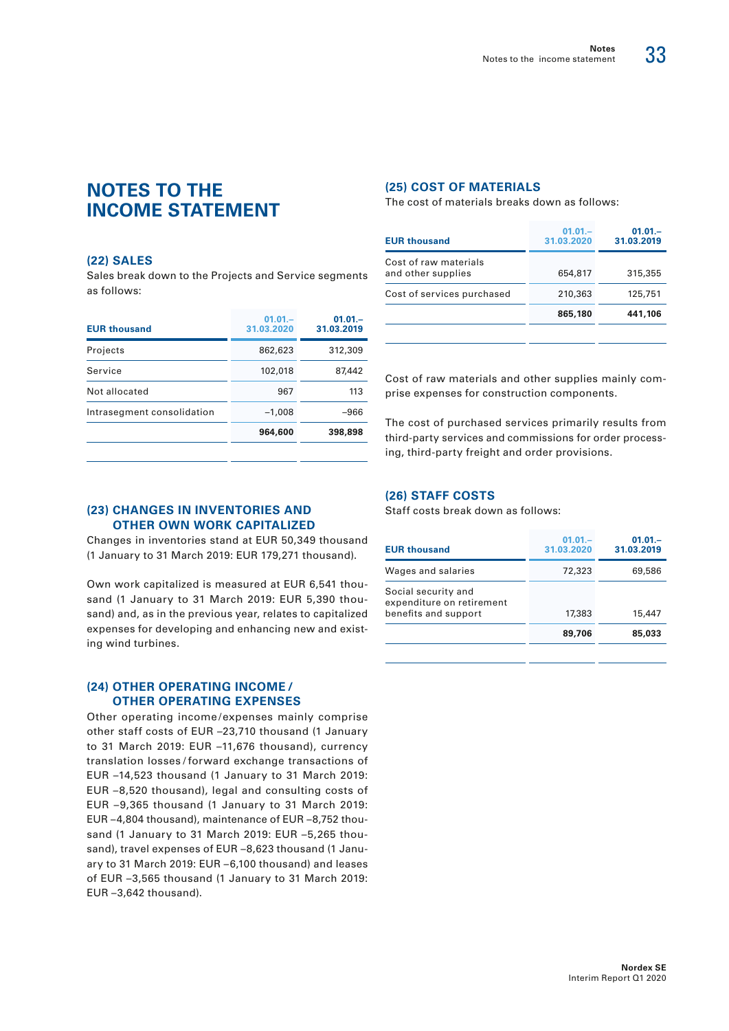# NOTES TO THE INCOME STATEMENT

## (22) SALES

Sales break down to the Projects and Service segments as follows:

| EUR thousand | 01.01.–31.03.2020 | 01.01.–31.03.2019 |
|---|---|---|
| Projects | 862,623 | 312,309 |
| Service | 102,018 | 87,442 |
| Not allocated | 967 | 113 |
| Intrasegment consolidation | –1,008 | –966 |
| | **964,600** | **398,898** |

## (23) CHANGES IN INVENTORIES AND OTHER OWN WORK CAPITALIZED

Changes in inventories stand at EUR 50,349 thousand (1 January to 31 March 2019: EUR 179,271 thousand).

Own work capitalized is measured at EUR 6,541 thousand (1 January to 31 March 2019: EUR 5,390 thousand) and, as in the previous year, relates to capitalized expenses for developing and enhancing new and existing wind turbines.

## (24) OTHER OPERATING INCOME / OTHER OPERATING EXPENSES

Other operating income/expenses mainly comprise other staff costs of EUR –23,710 thousand (1 January to 31 March 2019: EUR –11,676 thousand), currency translation losses / forward exchange transactions of EUR –14,523 thousand (1 January to 31 March 2019: EUR –8,520 thousand), legal and consulting costs of EUR –9,365 thousand (1 January to 31 March 2019: EUR –4,804 thousand), maintenance of EUR –8,752 thousand (1 January to 31 March 2019: EUR –5,265 thousand), travel expenses of EUR –8,623 thousand (1 January to 31 March 2019: EUR –6,100 thousand) and leases of EUR –3,565 thousand (1 January to 31 March 2019: EUR –3,642 thousand).

## (25) COST OF MATERIALS

The cost of materials breaks down as follows:

| EUR thousand | 01.01.–31.03.2020 | 01.01.–31.03.2019 |
|---|---|---|
| Cost of raw materials and other supplies | 654,817 | 315,355 |
| Cost of services purchased | 210,363 | 125,751 |
| | **865,180** | **441,106** |

Cost of raw materials and other supplies mainly comprise expenses for construction components.

The cost of purchased services primarily results from third-party services and commissions for order processing, third-party freight and order provisions.

## (26) STAFF COSTS

Staff costs break down as follows:

| EUR thousand | 01.01.–31.03.2020 | 01.01.–31.03.2019 |
|---|---|---|
| Wages and salaries | 72,323 | 69,586 |
| Social security and expenditure on retirement benefits and support | 17,383 | 15,447 |
| | **89,706** | **85,033** |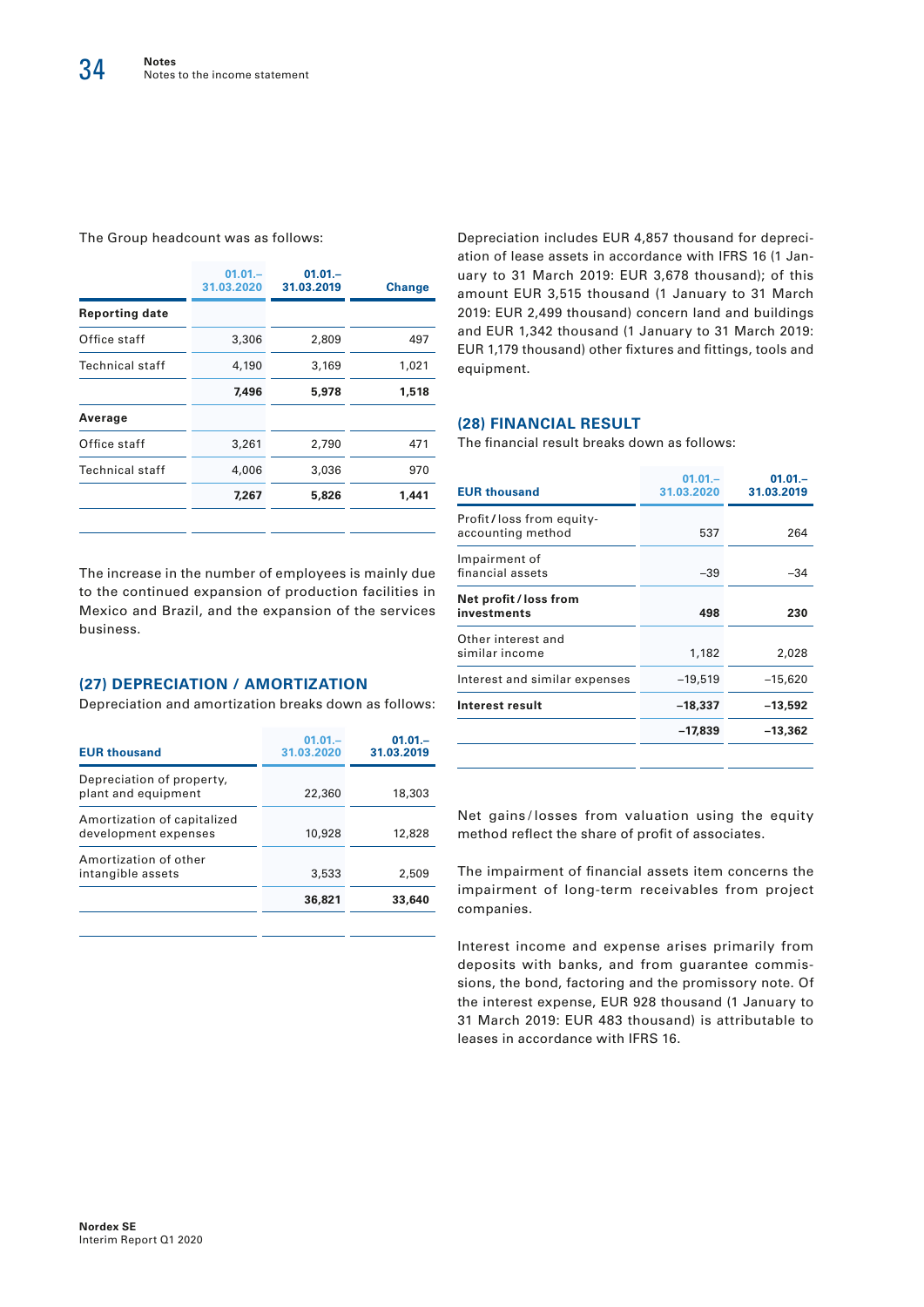The Group headcount was as follows:

| | 01.01.–31.03.2020 | 01.01.–31.03.2019 | Change |
|---|---|---|---|
| **Reporting date** | | | |
| Office staff | 3,306 | 2,809 | 497 |
| Technical staff | 4,190 | 3,169 | 1,021 |
| | **7,496** | **5,978** | **1,518** |
| **Average** | | | |
| Office staff | 3,261 | 2,790 | 471 |
| Technical staff | 4,006 | 3,036 | 970 |
| | **7,267** | **5,826** | **1,441** |

The increase in the number of employees is mainly due to the continued expansion of production facilities in Mexico and Brazil, and the expansion of the services business.

## (27) DEPRECIATION / AMORTIZATION

Depreciation and amortization breaks down as follows:

| EUR thousand | 01.01.–31.03.2020 | 01.01.–31.03.2019 |
|---|---|---|
| Depreciation of property, plant and equipment | 22,360 | 18,303 |
| Amortization of capitalized development expenses | 10,928 | 12,828 |
| Amortization of other intangible assets | 3,533 | 2,509 |
| | **36,821** | **33,640** |

Depreciation includes EUR 4,857 thousand for depreciation of lease assets in accordance with IFRS 16 (1 January to 31 March 2019: EUR 3,678 thousand); of this amount EUR 3,515 thousand (1 January to 31 March 2019: EUR 2,499 thousand) concern land and buildings and EUR 1,342 thousand (1 January to 31 March 2019: EUR 1,179 thousand) other fixtures and fittings, tools and equipment.

## (28) FINANCIAL RESULT

The financial result breaks down as follows:

| EUR thousand | 01.01.–31.03.2020 | 01.01.–31.03.2019 |
|---|---|---|
| Profit / loss from equity-accounting method | 537 | 264 |
| Impairment of financial assets | –39 | –34 |
| **Net profit / loss from investments** | **498** | **230** |
| Other interest and similar income | 1,182 | 2,028 |
| Interest and similar expenses | –19,519 | –15,620 |
| **Interest result** | **–18,337** | **–13,592** |
| | **–17,839** | **–13,362** |

Net gains / losses from valuation using the equity method reflect the share of profit of associates.

The impairment of financial assets item concerns the impairment of long-term receivables from project companies.

Interest income and expense arises primarily from deposits with banks, and from guarantee commissions, the bond, factoring and the promissory note. Of the interest expense, EUR 928 thousand (1 January to 31 March 2019: EUR 483 thousand) is attributable to leases in accordance with IFRS 16.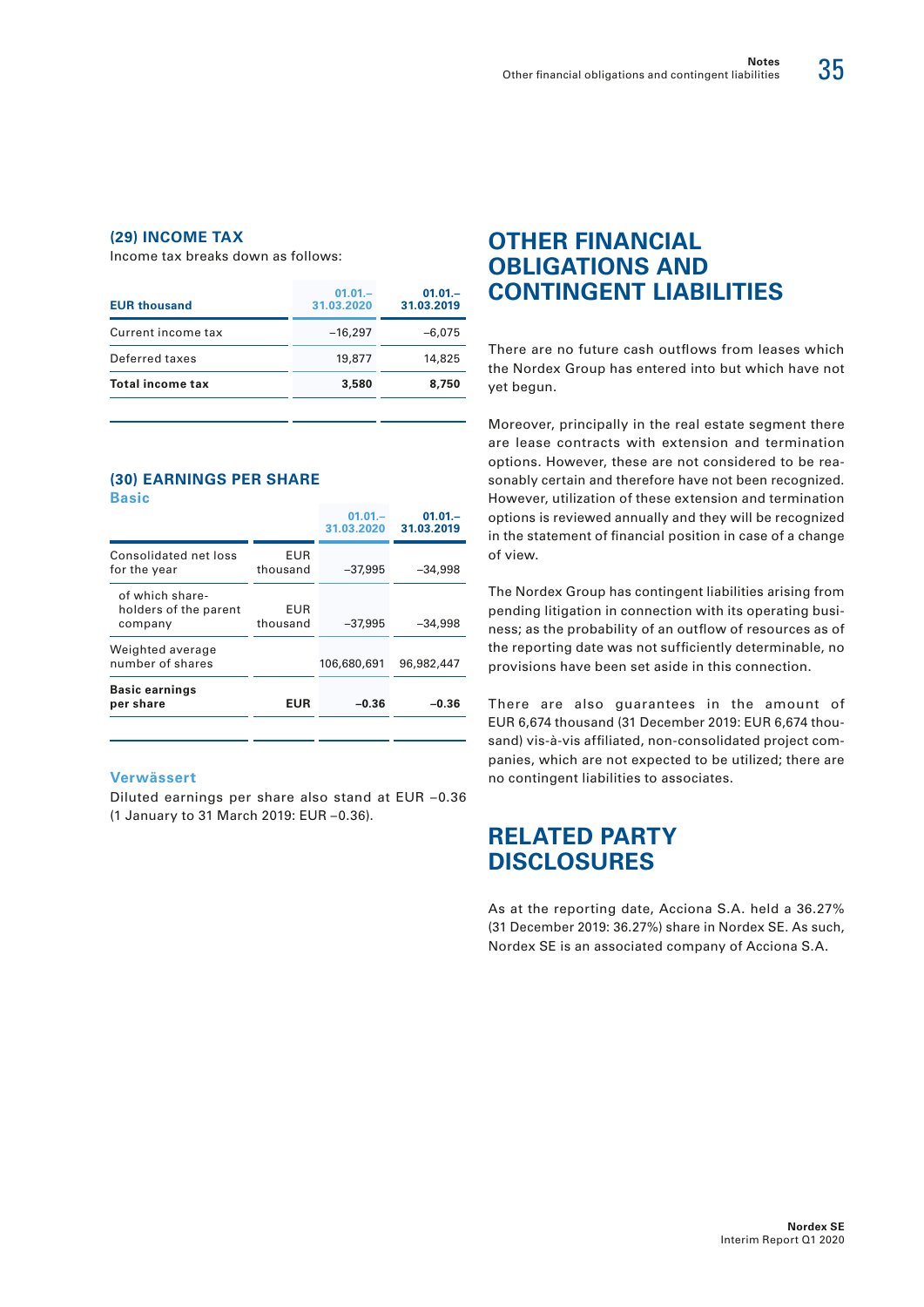### (29) INCOME TAX

Income tax breaks down as follows:

| EUR thousand | 01.01.–31.03.2020 | 01.01.–31.03.2019 |
|---|---|---|
| Current income tax | –16,297 | –6,075 |
| Deferred taxes | 19,877 | 14,825 |
| **Total income tax** | **3,580** | **8,750** |

### (30) EARNINGS PER SHARE

**Basic**

| | | 01.01.–31.03.2020 | 01.01.–31.03.2019 |
|---|---|---|---|
| Consolidated net loss for the year | EUR thousand | –37,995 | –34,998 |
| of which shareholders of the parent company | EUR thousand | –37,995 | –34,998 |
| Weighted average number of shares | | 106,680,691 | 96,982,447 |
| **Basic earnings per share** | **EUR** | **–0.36** | **–0.36** |

**Verwässert**

Diluted earnings per share also stand at EUR –0.36 (1 January to 31 March 2019: EUR –0.36).

## OTHER FINANCIAL OBLIGATIONS AND CONTINGENT LIABILITIES

There are no future cash outflows from leases which the Nordex Group has entered into but which have not yet begun.

Moreover, principally in the real estate segment there are lease contracts with extension and termination options. However, these are not considered to be reasonably certain and therefore have not been recognized. However, utilization of these extension and termination options is reviewed annually and they will be recognized in the statement of financial position in case of a change of view.

The Nordex Group has contingent liabilities arising from pending litigation in connection with its operating business; as the probability of an outflow of resources as of the reporting date was not sufficiently determinable, no provisions have been set aside in this connection.

There are also guarantees in the amount of EUR 6,674 thousand (31 December 2019: EUR 6,674 thousand) vis-à-vis affiliated, non-consolidated project companies, which are not expected to be utilized; there are no contingent liabilities to associates.

## RELATED PARTY DISCLOSURES

As at the reporting date, Acciona S.A. held a 36.27% (31 December 2019: 36.27%) share in Nordex SE. As such, Nordex SE is an associated company of Acciona S.A.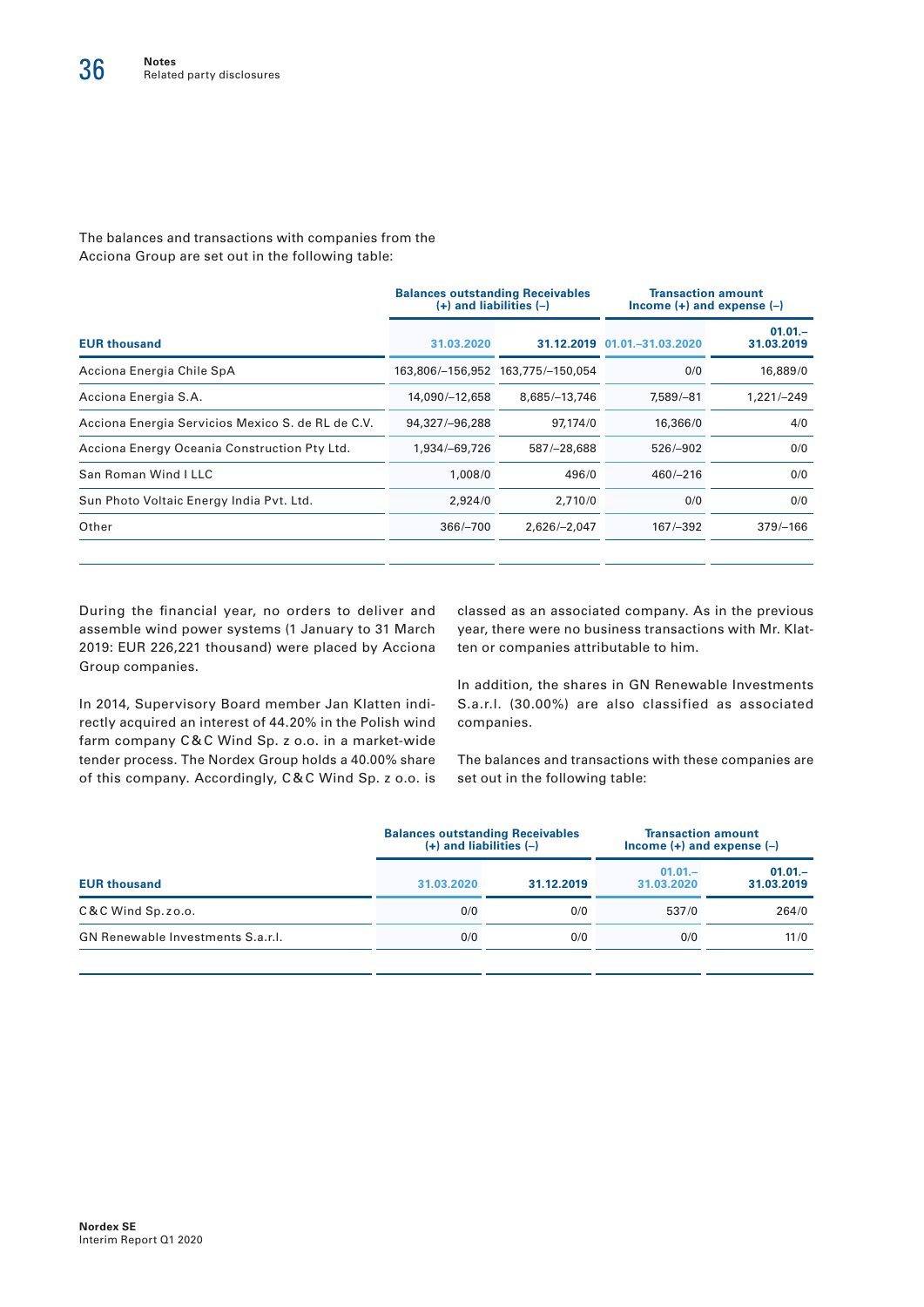The balances and transactions with companies from the Acciona Group are set out in the following table:

| EUR thousand | Balances outstanding Receivables (+) and liabilities (–) | | Transaction amount Income (+) and expense (–) | |
|---|---|---|---|---|
| | 31.03.2020 | 31.12.2019 | 01.01.–31.03.2020 | 01.01.–31.03.2019 |
| Acciona Energia Chile SpA | 163,806/–156,952 | 163,775/–150,054 | 0/0 | 16,889/0 |
| Acciona Energia S.A. | 14,090/–12,658 | 8,685/–13,746 | 7,589/–81 | 1,221/–249 |
| Acciona Energia Servicios Mexico S. de RL de C.V. | 94,327/–96,288 | 97,174/0 | 16,366/0 | 4/0 |
| Acciona Energy Oceania Construction Pty Ltd. | 1,934/–69,726 | 587/–28,688 | 526/–902 | 0/0 |
| San Roman Wind I LLC | 1,008/0 | 496/0 | 460/–216 | 0/0 |
| Sun Photo Voltaic Energy India Pvt. Ltd. | 2,924/0 | 2,710/0 | 0/0 | 0/0 |
| Other | 366/–700 | 2,626/–2,047 | 167/–392 | 379/–166 |

During the financial year, no orders to deliver and assemble wind power systems (1 January to 31 March 2019: EUR 226,221 thousand) were placed by Acciona Group companies.

In 2014, Supervisory Board member Jan Klatten indirectly acquired an interest of 44.20% in the Polish wind farm company C&C Wind Sp. z o.o. in a market-wide tender process. The Nordex Group holds a 40.00% share of this company. Accordingly, C&C Wind Sp. z o.o. is classed as an associated company. As in the previous year, there were no business transactions with Mr. Klatten or companies attributable to him.

In addition, the shares in GN Renewable Investments S.a.r.l. (30.00%) are also classified as associated companies.

The balances and transactions with these companies are set out in the following table:

| EUR thousand | Balances outstanding Receivables (+) and liabilities (–) | | Transaction amount Income (+) and expense (–) | |
|---|---|---|---|---|
| | 31.03.2020 | 31.12.2019 | 01.01.–31.03.2020 | 01.01.–31.03.2019 |
| C&C Wind Sp. z o.o. | 0/0 | 0/0 | 537/0 | 264/0 |
| GN Renewable Investments S.a.r.l. | 0/0 | 0/0 | 0/0 | 11/0 |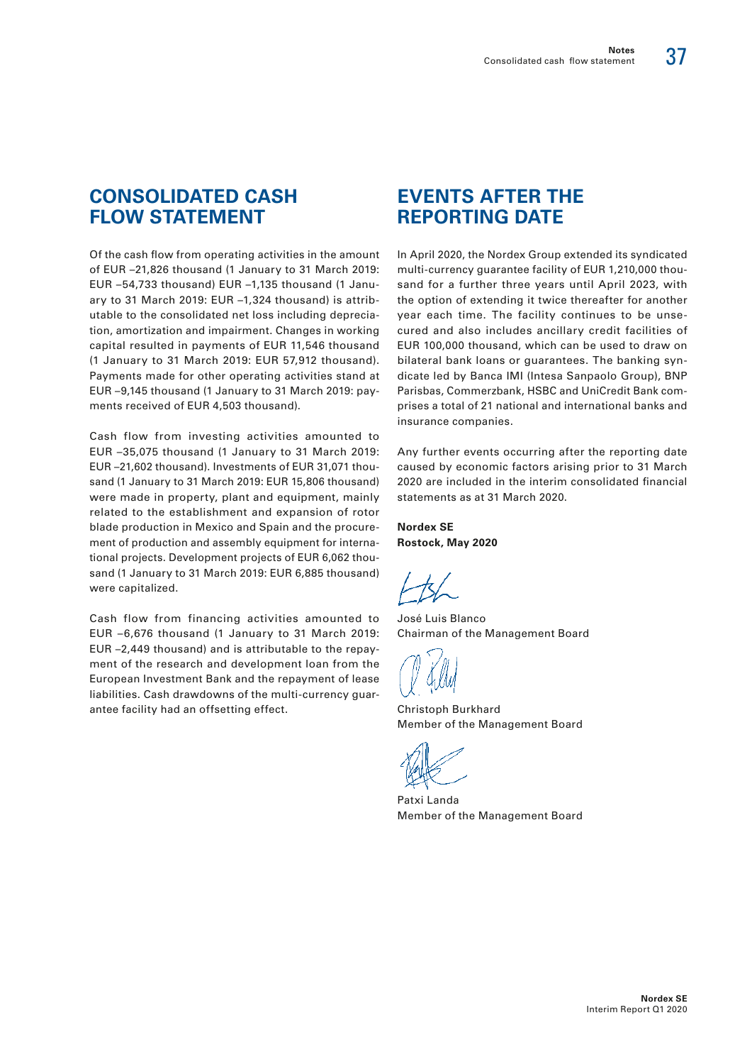## CONSOLIDATED CASH FLOW STATEMENT

Of the cash flow from operating activities in the amount of EUR –21,826 thousand (1 January to 31 March 2019: EUR –54,733 thousand) EUR –1,135 thousand (1 January to 31 March 2019: EUR –1,324 thousand) is attributable to the consolidated net loss including depreciation, amortization and impairment. Changes in working capital resulted in payments of EUR 11,546 thousand (1 January to 31 March 2019: EUR 57,912 thousand). Payments made for other operating activities stand at EUR –9,145 thousand (1 January to 31 March 2019: payments received of EUR 4,503 thousand).

Cash flow from investing activities amounted to EUR –35,075 thousand (1 January to 31 March 2019: EUR –21,602 thousand). Investments of EUR 31,071 thousand (1 January to 31 March 2019: EUR 15,806 thousand) were made in property, plant and equipment, mainly related to the establishment and expansion of rotor blade production in Mexico and Spain and the procurement of production and assembly equipment for international projects. Development projects of EUR 6,062 thousand (1 January to 31 March 2019: EUR 6,885 thousand) were capitalized.

Cash flow from financing activities amounted to EUR –6,676 thousand (1 January to 31 March 2019: EUR –2,449 thousand) and is attributable to the repayment of the research and development loan from the European Investment Bank and the repayment of lease liabilities. Cash drawdowns of the multi-currency guarantee facility had an offsetting effect.

## EVENTS AFTER THE REPORTING DATE

In April 2020, the Nordex Group extended its syndicated multi-currency guarantee facility of EUR 1,210,000 thousand for a further three years until April 2023, with the option of extending it twice thereafter for another year each time. The facility continues to be unsecured and also includes ancillary credit facilities of EUR 100,000 thousand, which can be used to draw on bilateral bank loans or guarantees. The banking syndicate led by Banca IMI (Intesa Sanpaolo Group), BNP Parisbas, Commerzbank, HSBC and UniCredit Bank comprises a total of 21 national and international banks and insurance companies.

Any further events occurring after the reporting date caused by economic factors arising prior to 31 March 2020 are included in the interim consolidated financial statements as at 31 March 2020.

**Nordex SE**
**Rostock, May 2020**

José Luis Blanco
Chairman of the Management Board

Christoph Burkhard
Member of the Management Board

Patxi Landa
Member of the Management Board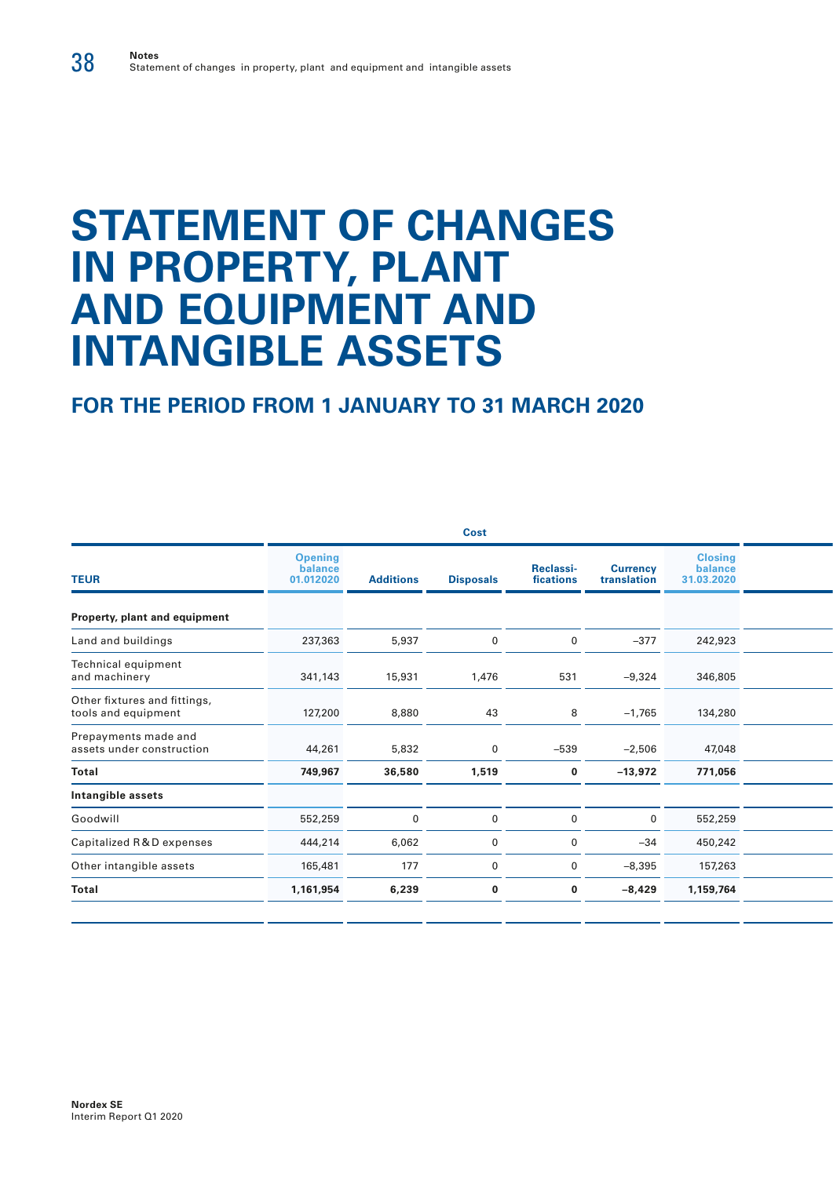# STATEMENT OF CHANGES IN PROPERTY, PLANT AND EQUIPMENT AND INTANGIBLE ASSETS

## FOR THE PERIOD FROM 1 JANUARY TO 31 MARCH 2020

| | Cost | | | | | |
|---|---|---|---|---|---|---|
| **TEUR** | **Opening balance 01.012020** | **Additions** | **Disposals** | **Reclassi-fications** | **Currency translation** | **Closing balance 31.03.2020** |
| **Property, plant and equipment** | | | | | | |
| Land and buildings | 237,363 | 5,937 | 0 | 0 | –377 | 242,923 |
| Technical equipment and machinery | 341,143 | 15,931 | 1,476 | 531 | –9,324 | 346,805 |
| Other fixtures and fittings, tools and equipment | 127,200 | 8,880 | 43 | 8 | –1,765 | 134,280 |
| Prepayments made and assets under construction | 44,261 | 5,832 | 0 | –539 | –2,506 | 47,048 |
| **Total** | **749,967** | **36,580** | **1,519** | **0** | **–13,972** | **771,056** |
| **Intangible assets** | | | | | | |
| Goodwill | 552,259 | 0 | 0 | 0 | 0 | 552,259 |
| Capitalized R&D expenses | 444,214 | 6,062 | 0 | 0 | –34 | 450,242 |
| Other intangible assets | 165,481 | 177 | 0 | 0 | –8,395 | 157,263 |
| **Total** | **1,161,954** | **6,239** | **0** | **0** | **–8,429** | **1,159,764** |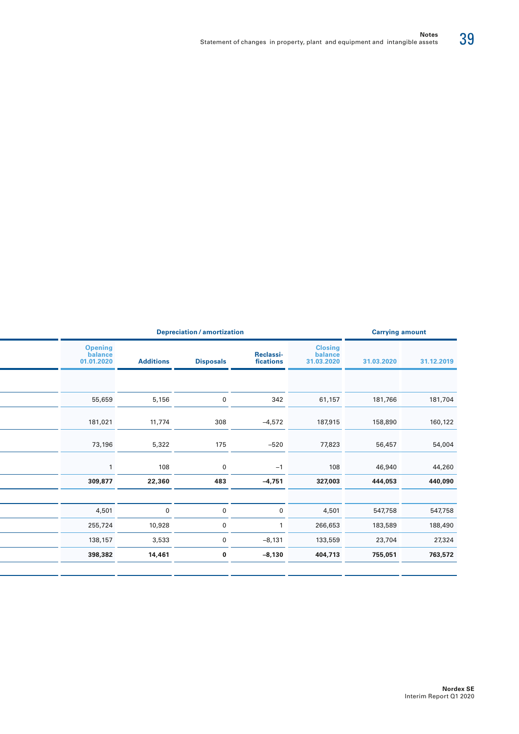| Depreciation / amortization | | | | | Carrying amount | |
|---|---|---|---|---|---|---|
| Opening balance 01.01.2020 | Additions | Disposals | Reclassi-fications | Closing balance 31.03.2020 | 31.03.2020 | 31.12.2019 |
| | | | | | | |
| 55,659 | 5,156 | 0 | 342 | 61,157 | 181,766 | 181,704 |
| 181,021 | 11,774 | 308 | –4,572 | 187,915 | 158,890 | 160,122 |
| 73,196 | 5,322 | 175 | –520 | 77,823 | 56,457 | 54,004 |
| 1 | 108 | 0 | –1 | 108 | 46,940 | 44,260 |
| **309,877** | **22,360** | **483** | **–4,751** | **327,003** | **444,053** | **440,090** |
| | | | | | | |
| 4,501 | 0 | 0 | 0 | 4,501 | 547,758 | 547,758 |
| 255,724 | 10,928 | 0 | 1 | 266,653 | 183,589 | 188,490 |
| 138,157 | 3,533 | 0 | –8,131 | 133,559 | 23,704 | 27,324 |
| **398,382** | **14,461** | **0** | **–8,130** | **404,713** | **755,051** | **763,572** |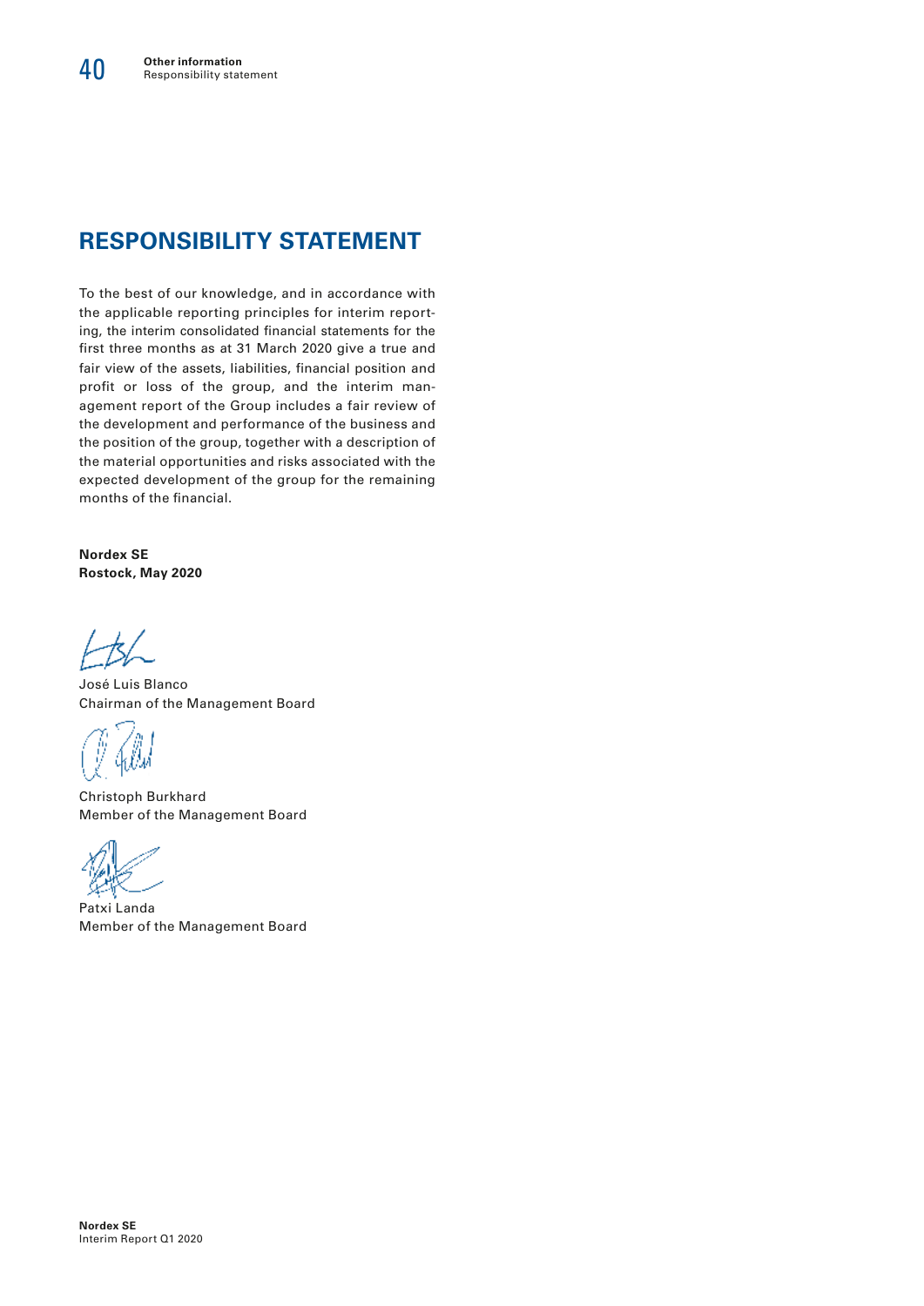# RESPONSIBILITY STATEMENT

To the best of our knowledge, and in accordance with the applicable reporting principles for interim reporting, the interim consolidated financial statements for the first three months as at 31 March 2020 give a true and fair view of the assets, liabilities, financial position and profit or loss of the group, and the interim management report of the Group includes a fair review of the development and performance of the business and the position of the group, together with a description of the material opportunities and risks associated with the expected development of the group for the remaining months of the financial.

**Nordex SE**
**Rostock, May 2020**

José Luis Blanco
Chairman of the Management Board

Christoph Burkhard
Member of the Management Board

Patxi Landa
Member of the Management Board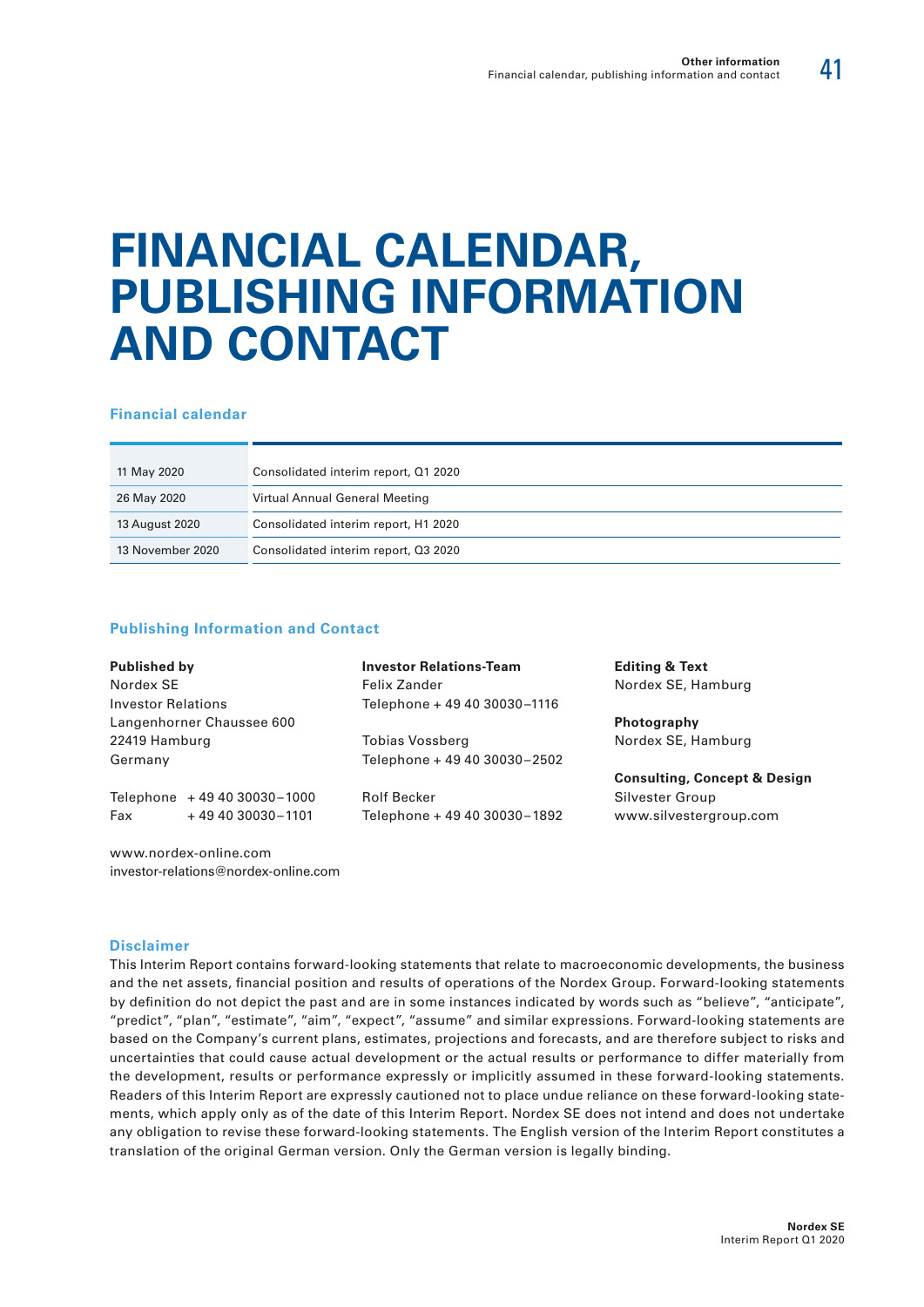# FINANCIAL CALENDAR, PUBLISHING INFORMATION AND CONTACT

### Financial calendar

| | |
|---|---|
| 11 May 2020 | Consolidated interim report, Q1 2020 |
| 26 May 2020 | Virtual Annual General Meeting |
| 13 August 2020 | Consolidated interim report, H1 2020 |
| 13 November 2020 | Consolidated interim report, Q3 2020 |

### Publishing Information and Contact

**Published by**
Nordex SE
Investor Relations
Langenhorner Chaussee 600
22419 Hamburg
Germany

Telephone + 49 40 30030 – 1000
Fax + 49 40 30030 – 1101

www.nordex-online.com
investor-relations@nordex-online.com

**Investor Relations-Team**
Felix Zander
Telephone + 49 40 30030 – 1116

Tobias Vossberg
Telephone + 49 40 30030 – 2502

Rolf Becker
Telephone + 49 40 30030 – 1892

**Editing & Text**
Nordex SE, Hamburg

**Photography**
Nordex SE, Hamburg

**Consulting, Concept & Design**
Silvester Group
www.silvestergroup.com

### Disclaimer

This Interim Report contains forward-looking statements that relate to macroeconomic developments, the business and the net assets, financial position and results of operations of the Nordex Group. Forward-looking statements by definition do not depict the past and are in some instances indicated by words such as "believe", "anticipate", "predict", "plan", "estimate", "aim", "expect", "assume" and similar expressions. Forward-looking statements are based on the Company's current plans, estimates, projections and forecasts, and are therefore subject to risks and uncertainties that could cause actual development or the actual results or performance to differ materially from the development, results or performance expressly or implicitly assumed in these forward-looking statements. Readers of this Interim Report are expressly cautioned not to place undue reliance on these forward-looking statements, which apply only as of the date of this Interim Report. Nordex SE does not intend and does not undertake any obligation to revise these forward-looking statements. The English version of the Interim Report constitutes a translation of the original German version. Only the German version is legally binding.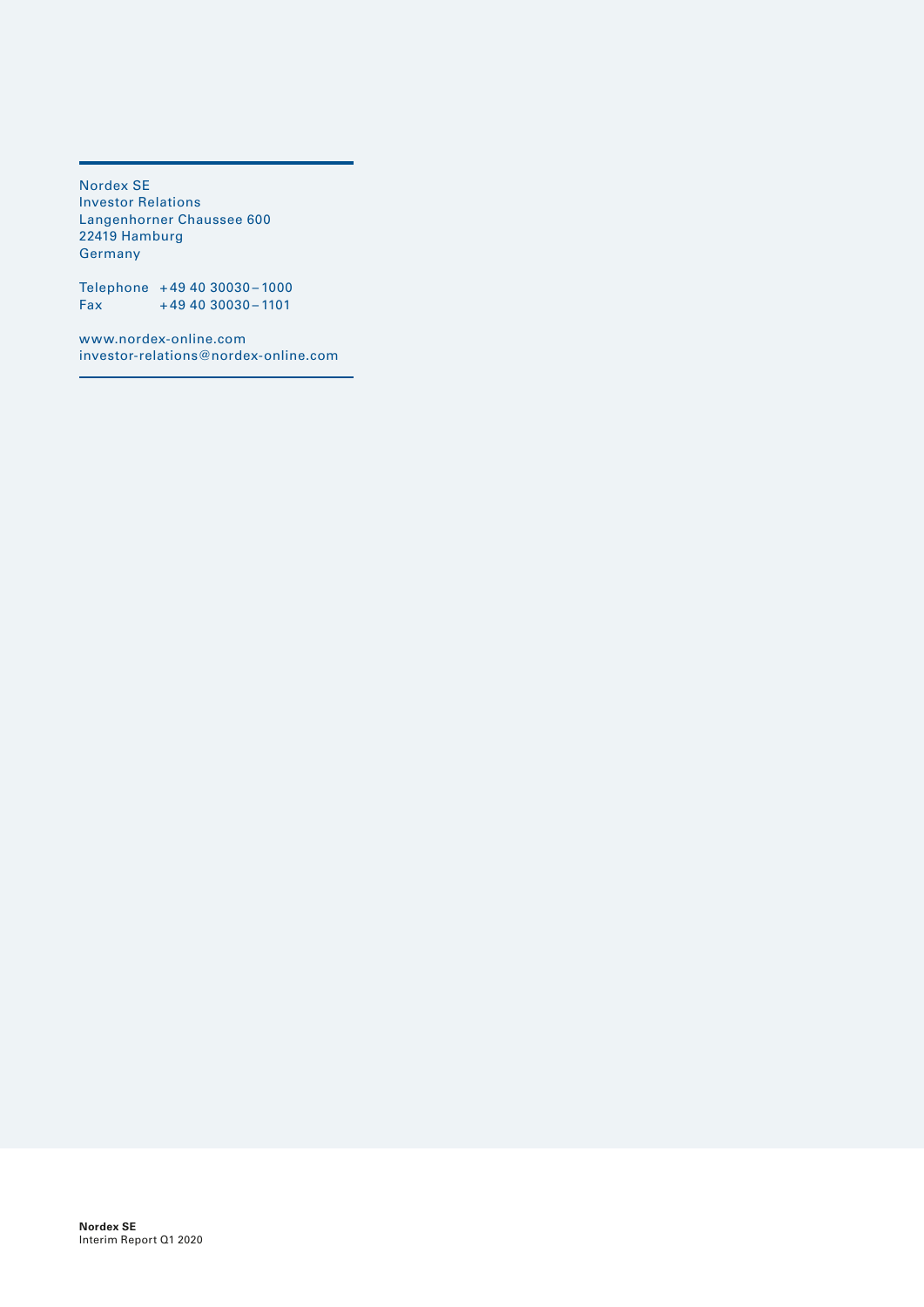Nordex SE
Investor Relations
Langenhorner Chaussee 600
22419 Hamburg
Germany

Telephone +49 40 30030 – 1000
Fax +49 40 30030 – 1101

www.nordex-online.com
investor-relations@nordex-online.com